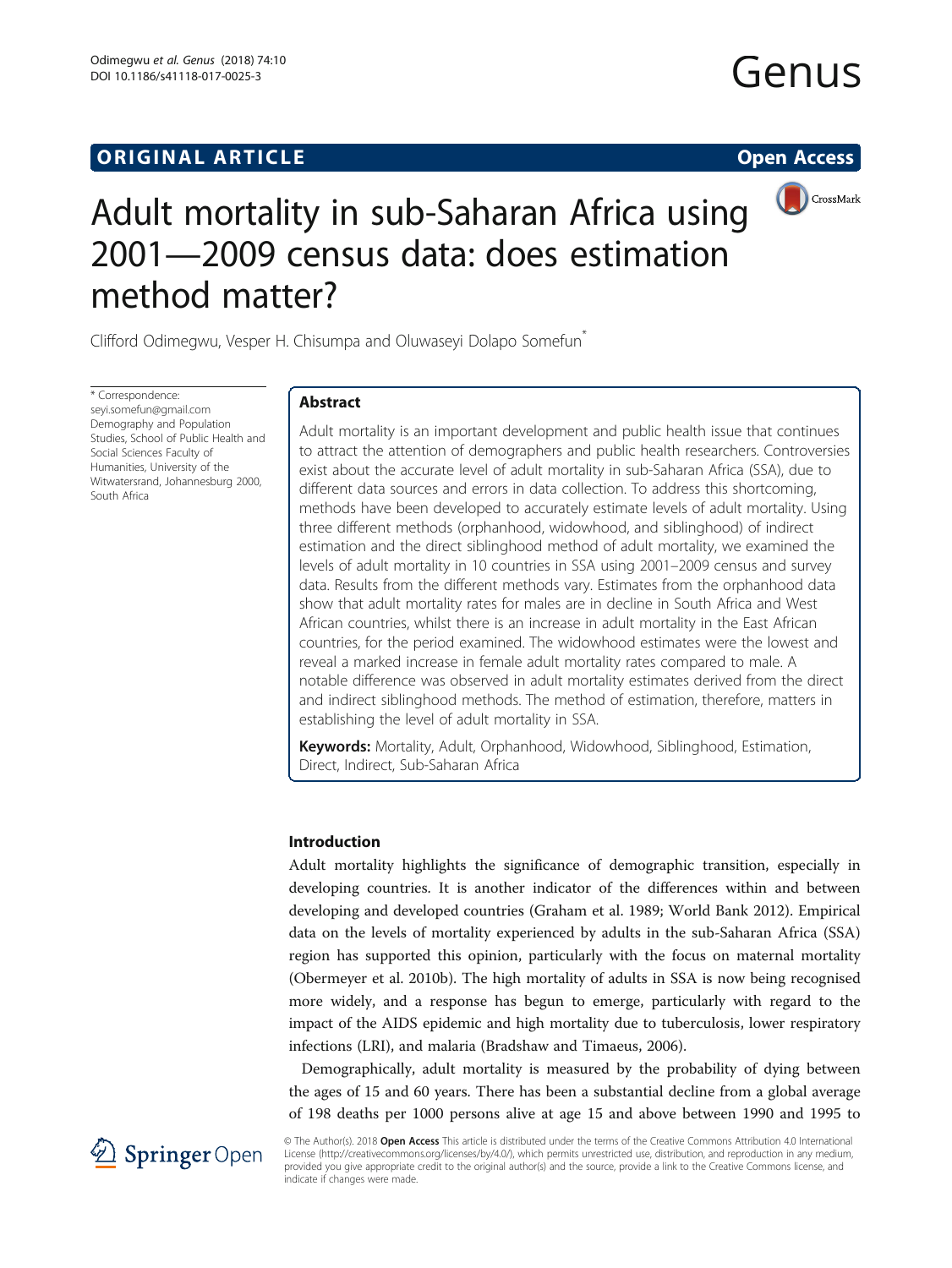ORIGINAL ARTICLE

Open Access

# Adult mortality in sub-Saharan Africa using 2001—2009 census data: does estimation method matter?

Clifford Odimegwu, Vesper H. Chisumpa and Oluwaseyi Dolapo Somefun*

\* Correspondence: seyi.somefun@gmail.com
Demography and Population Studies, School of Public Health and Social Sciences Faculty of Humanities, University of the Witwatersrand, Johannesburg 2000, South Africa

## Abstract

Adult mortality is an important development and public health issue that continues to attract the attention of demographers and public health researchers. Controversies exist about the accurate level of adult mortality in sub-Saharan Africa (SSA), due to different data sources and errors in data collection. To address this shortcoming, methods have been developed to accurately estimate levels of adult mortality. Using three different methods (orphanhood, widowhood, and siblinghood) of indirect estimation and the direct siblinghood method of adult mortality, we examined the levels of adult mortality in 10 countries in SSA using 2001–2009 census and survey data. Results from the different methods vary. Estimates from the orphanhood data show that adult mortality rates for males are in decline in South Africa and West African countries, whilst there is an increase in adult mortality in the East African countries, for the period examined. The widowhood estimates were the lowest and reveal a marked increase in female adult mortality rates compared to male. A notable difference was observed in adult mortality estimates derived from the direct and indirect siblinghood methods. The method of estimation, therefore, matters in establishing the level of adult mortality in SSA.

**Keywords:** Mortality, Adult, Orphanhood, Widowhood, Siblinghood, Estimation, Direct, Indirect, Sub-Saharan Africa

## Introduction

Adult mortality highlights the significance of demographic transition, especially in developing countries. It is another indicator of the differences within and between developing and developed countries (Graham et al. 1989; World Bank 2012). Empirical data on the levels of mortality experienced by adults in the sub-Saharan Africa (SSA) region has supported this opinion, particularly with the focus on maternal mortality (Obermeyer et al. 2010b). The high mortality of adults in SSA is now being recognised more widely, and a response has begun to emerge, particularly with regard to the impact of the AIDS epidemic and high mortality due to tuberculosis, lower respiratory infections (LRI), and malaria (Bradshaw and Timaeus, 2006).

Demographically, adult mortality is measured by the probability of dying between the ages of 15 and 60 years. There has been a substantial decline from a global average of 198 deaths per 1000 persons alive at age 15 and above between 1990 and 1995 to

© The Author(s). 2018 **Open Access** This article is distributed under the terms of the Creative Commons Attribution 4.0 International License (http://creativecommons.org/licenses/by/4.0/), which permits unrestricted use, distribution, and reproduction in any medium, provided you give appropriate credit to the original author(s) and the source, provide a link to the Creative Commons license, and indicate if changes were made.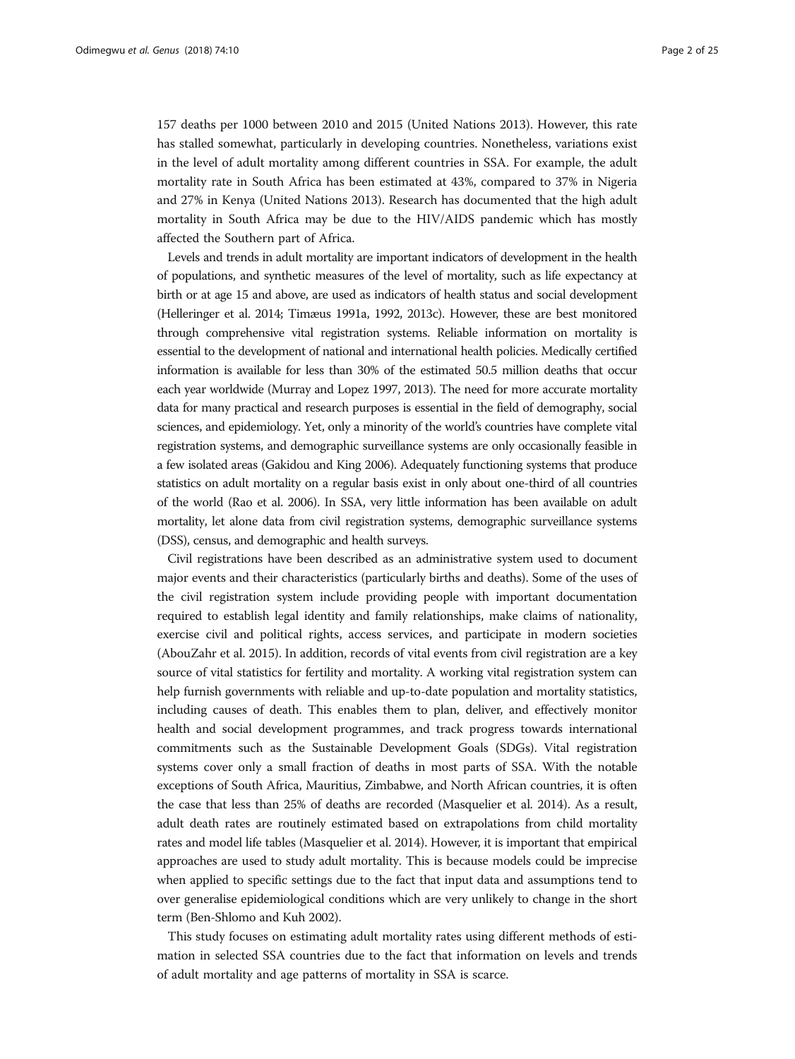157 deaths per 1000 between 2010 and 2015 (United Nations 2013). However, this rate has stalled somewhat, particularly in developing countries. Nonetheless, variations exist in the level of adult mortality among different countries in SSA. For example, the adult mortality rate in South Africa has been estimated at 43%, compared to 37% in Nigeria and 27% in Kenya (United Nations 2013). Research has documented that the high adult mortality in South Africa may be due to the HIV/AIDS pandemic which has mostly affected the Southern part of Africa.

Levels and trends in adult mortality are important indicators of development in the health of populations, and synthetic measures of the level of mortality, such as life expectancy at birth or at age 15 and above, are used as indicators of health status and social development (Helleringer et al. 2014; Timæus 1991a, 1992, 2013c). However, these are best monitored through comprehensive vital registration systems. Reliable information on mortality is essential to the development of national and international health policies. Medically certified information is available for less than 30% of the estimated 50.5 million deaths that occur each year worldwide (Murray and Lopez 1997, 2013). The need for more accurate mortality data for many practical and research purposes is essential in the field of demography, social sciences, and epidemiology. Yet, only a minority of the world's countries have complete vital registration systems, and demographic surveillance systems are only occasionally feasible in a few isolated areas (Gakidou and King 2006). Adequately functioning systems that produce statistics on adult mortality on a regular basis exist in only about one-third of all countries of the world (Rao et al. 2006). In SSA, very little information has been available on adult mortality, let alone data from civil registration systems, demographic surveillance systems (DSS), census, and demographic and health surveys.

Civil registrations have been described as an administrative system used to document major events and their characteristics (particularly births and deaths). Some of the uses of the civil registration system include providing people with important documentation required to establish legal identity and family relationships, make claims of nationality, exercise civil and political rights, access services, and participate in modern societies (AbouZahr et al. 2015). In addition, records of vital events from civil registration are a key source of vital statistics for fertility and mortality. A working vital registration system can help furnish governments with reliable and up-to-date population and mortality statistics, including causes of death. This enables them to plan, deliver, and effectively monitor health and social development programmes, and track progress towards international commitments such as the Sustainable Development Goals (SDGs). Vital registration systems cover only a small fraction of deaths in most parts of SSA. With the notable exceptions of South Africa, Mauritius, Zimbabwe, and North African countries, it is often the case that less than 25% of deaths are recorded (Masquelier et al. 2014). As a result, adult death rates are routinely estimated based on extrapolations from child mortality rates and model life tables (Masquelier et al. 2014). However, it is important that empirical approaches are used to study adult mortality. This is because models could be imprecise when applied to specific settings due to the fact that input data and assumptions tend to over generalise epidemiological conditions which are very unlikely to change in the short term (Ben-Shlomo and Kuh 2002).

This study focuses on estimating adult mortality rates using different methods of estimation in selected SSA countries due to the fact that information on levels and trends of adult mortality and age patterns of mortality in SSA is scarce.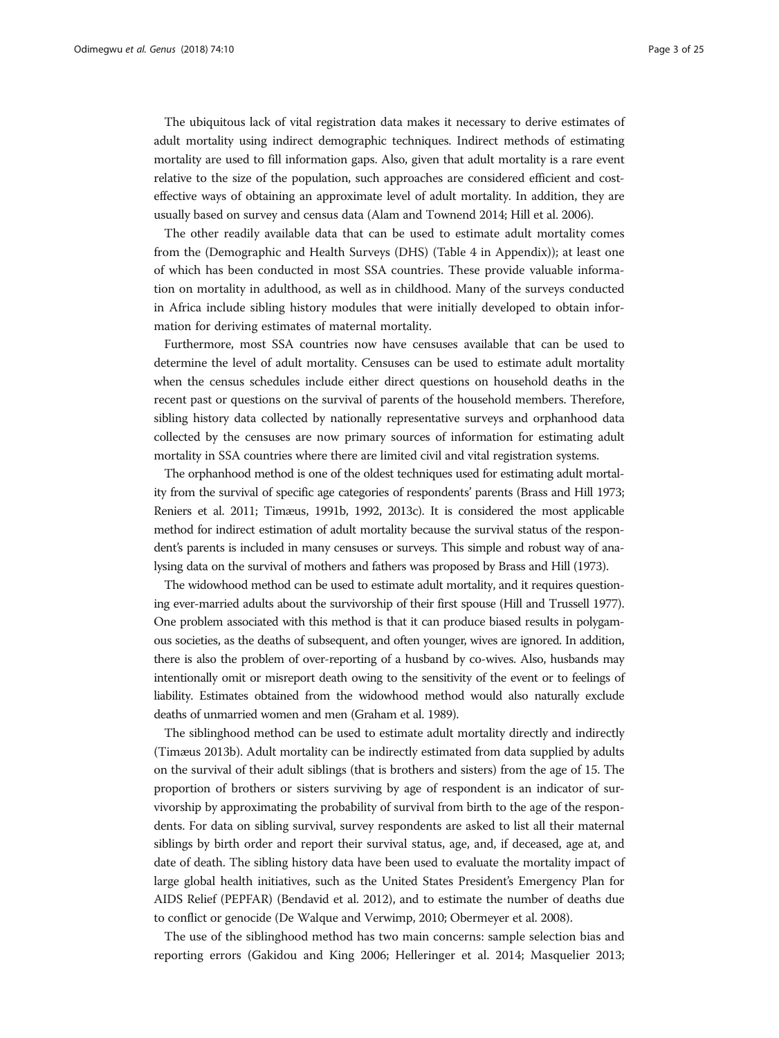The ubiquitous lack of vital registration data makes it necessary to derive estimates of adult mortality using indirect demographic techniques. Indirect methods of estimating mortality are used to fill information gaps. Also, given that adult mortality is a rare event relative to the size of the population, such approaches are considered efficient and cost-effective ways of obtaining an approximate level of adult mortality. In addition, they are usually based on survey and census data (Alam and Townend 2014; Hill et al. 2006).

The other readily available data that can be used to estimate adult mortality comes from the (Demographic and Health Surveys (DHS) (Table 4 in Appendix)); at least one of which has been conducted in most SSA countries. These provide valuable information on mortality in adulthood, as well as in childhood. Many of the surveys conducted in Africa include sibling history modules that were initially developed to obtain information for deriving estimates of maternal mortality.

Furthermore, most SSA countries now have censuses available that can be used to determine the level of adult mortality. Censuses can be used to estimate adult mortality when the census schedules include either direct questions on household deaths in the recent past or questions on the survival of parents of the household members. Therefore, sibling history data collected by nationally representative surveys and orphanhood data collected by the censuses are now primary sources of information for estimating adult mortality in SSA countries where there are limited civil and vital registration systems.

The orphanhood method is one of the oldest techniques used for estimating adult mortality from the survival of specific age categories of respondents' parents (Brass and Hill 1973; Reniers et al. 2011; Timæus, 1991b, 1992, 2013c). It is considered the most applicable method for indirect estimation of adult mortality because the survival status of the respondent's parents is included in many censuses or surveys. This simple and robust way of analysing data on the survival of mothers and fathers was proposed by Brass and Hill (1973).

The widowhood method can be used to estimate adult mortality, and it requires questioning ever-married adults about the survivorship of their first spouse (Hill and Trussell 1977). One problem associated with this method is that it can produce biased results in polygamous societies, as the deaths of subsequent, and often younger, wives are ignored. In addition, there is also the problem of over-reporting of a husband by co-wives. Also, husbands may intentionally omit or misreport death owing to the sensitivity of the event or to feelings of liability. Estimates obtained from the widowhood method would also naturally exclude deaths of unmarried women and men (Graham et al. 1989).

The siblinghood method can be used to estimate adult mortality directly and indirectly (Timæus 2013b). Adult mortality can be indirectly estimated from data supplied by adults on the survival of their adult siblings (that is brothers and sisters) from the age of 15. The proportion of brothers or sisters surviving by age of respondent is an indicator of survivorship by approximating the probability of survival from birth to the age of the respondents. For data on sibling survival, survey respondents are asked to list all their maternal siblings by birth order and report their survival status, age, and, if deceased, age at, and date of death. The sibling history data have been used to evaluate the mortality impact of large global health initiatives, such as the United States President's Emergency Plan for AIDS Relief (PEPFAR) (Bendavid et al. 2012), and to estimate the number of deaths due to conflict or genocide (De Walque and Verwimp, 2010; Obermeyer et al. 2008).

The use of the siblinghood method has two main concerns: sample selection bias and reporting errors (Gakidou and King 2006; Helleringer et al. 2014; Masquelier 2013;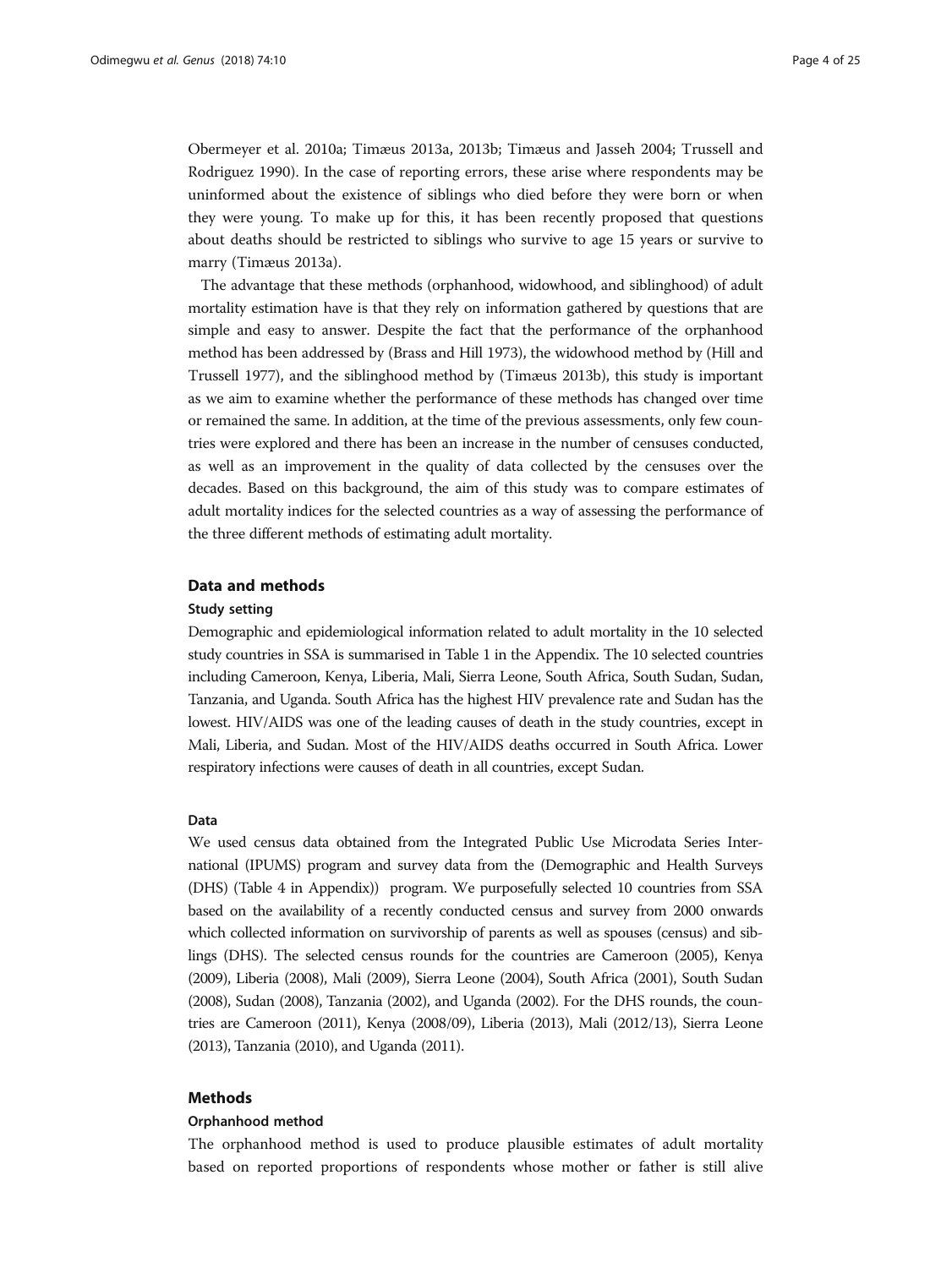Obermeyer et al. 2010a; Timæus 2013a, 2013b; Timæus and Jasseh 2004; Trussell and Rodriguez 1990). In the case of reporting errors, these arise where respondents may be uninformed about the existence of siblings who died before they were born or when they were young. To make up for this, it has been recently proposed that questions about deaths should be restricted to siblings who survive to age 15 years or survive to marry (Timæus 2013a).

The advantage that these methods (orphanhood, widowhood, and siblinghood) of adult mortality estimation have is that they rely on information gathered by questions that are simple and easy to answer. Despite the fact that the performance of the orphanhood method has been addressed by (Brass and Hill 1973), the widowhood method by (Hill and Trussell 1977), and the siblinghood method by (Timæus 2013b), this study is important as we aim to examine whether the performance of these methods has changed over time or remained the same. In addition, at the time of the previous assessments, only few countries were explored and there has been an increase in the number of censuses conducted, as well as an improvement in the quality of data collected by the censuses over the decades. Based on this background, the aim of this study was to compare estimates of adult mortality indices for the selected countries as a way of assessing the performance of the three different methods of estimating adult mortality.

## Data and methods

### Study setting

Demographic and epidemiological information related to adult mortality in the 10 selected study countries in SSA is summarised in Table 1 in the Appendix. The 10 selected countries including Cameroon, Kenya, Liberia, Mali, Sierra Leone, South Africa, South Sudan, Sudan, Tanzania, and Uganda. South Africa has the highest HIV prevalence rate and Sudan has the lowest. HIV/AIDS was one of the leading causes of death in the study countries, except in Mali, Liberia, and Sudan. Most of the HIV/AIDS deaths occurred in South Africa. Lower respiratory infections were causes of death in all countries, except Sudan.

### Data

We used census data obtained from the Integrated Public Use Microdata Series International (IPUMS) program and survey data from the (Demographic and Health Surveys (DHS) (Table 4 in Appendix)) program. We purposefully selected 10 countries from SSA based on the availability of a recently conducted census and survey from 2000 onwards which collected information on survivorship of parents as well as spouses (census) and siblings (DHS). The selected census rounds for the countries are Cameroon (2005), Kenya (2009), Liberia (2008), Mali (2009), Sierra Leone (2004), South Africa (2001), South Sudan (2008), Sudan (2008), Tanzania (2002), and Uganda (2002). For the DHS rounds, the countries are Cameroon (2011), Kenya (2008/09), Liberia (2013), Mali (2012/13), Sierra Leone (2013), Tanzania (2010), and Uganda (2011).

## Methods

### Orphanhood method

The orphanhood method is used to produce plausible estimates of adult mortality based on reported proportions of respondents whose mother or father is still alive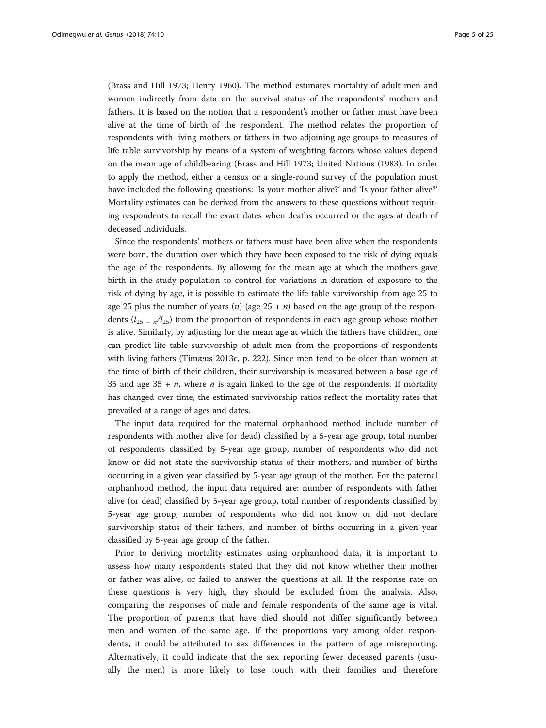(Brass and Hill 1973; Henry 1960). The method estimates mortality of adult men and women indirectly from data on the survival status of the respondents' mothers and fathers. It is based on the notion that a respondent's mother or father must have been alive at the time of birth of the respondent. The method relates the proportion of respondents with living mothers or fathers in two adjoining age groups to measures of life table survivorship by means of a system of weighting factors whose values depend on the mean age of childbearing (Brass and Hill 1973; United Nations (1983). In order to apply the method, either a census or a single-round survey of the population must have included the following questions: 'Is your mother alive?' and 'Is your father alive?' Mortality estimates can be derived from the answers to these questions without requiring respondents to recall the exact dates when deaths occurred or the ages at death of deceased individuals.

Since the respondents' mothers or fathers must have been alive when the respondents were born, the duration over which they have been exposed to the risk of dying equals the age of the respondents. By allowing for the mean age at which the mothers gave birth in the study population to control for variations in duration of exposure to the risk of dying by age, it is possible to estimate the life table survivorship from age 25 to age 25 plus the number of years ($n$) (age $25 + n$) based on the age group of the respondents ($l_{25+n}/l_{25}$) from the proportion of respondents in each age group whose mother is alive. Similarly, by adjusting for the mean age at which the fathers have children, one can predict life table survivorship of adult men from the proportions of respondents with living fathers (Timæus 2013c, p. 222). Since men tend to be older than women at the time of birth of their children, their survivorship is measured between a base age of 35 and age $35 + n$, where $n$ is again linked to the age of the respondents. If mortality has changed over time, the estimated survivorship ratios reflect the mortality rates that prevailed at a range of ages and dates.

The input data required for the maternal orphanhood method include number of respondents with mother alive (or dead) classified by a 5-year age group, total number of respondents classified by 5-year age group, number of respondents who did not know or did not state the survivorship status of their mothers, and number of births occurring in a given year classified by 5-year age group of the mother. For the paternal orphanhood method, the input data required are: number of respondents with father alive (or dead) classified by 5-year age group, total number of respondents classified by 5-year age group, number of respondents who did not know or did not declare survivorship status of their fathers, and number of births occurring in a given year classified by 5-year age group of the father.

Prior to deriving mortality estimates using orphanhood data, it is important to assess how many respondents stated that they did not know whether their mother or father was alive, or failed to answer the questions at all. If the response rate on these questions is very high, they should be excluded from the analysis. Also, comparing the responses of male and female respondents of the same age is vital. The proportion of parents that have died should not differ significantly between men and women of the same age. If the proportions vary among older respondents, it could be attributed to sex differences in the pattern of age misreporting. Alternatively, it could indicate that the sex reporting fewer deceased parents (usually the men) is more likely to lose touch with their families and therefore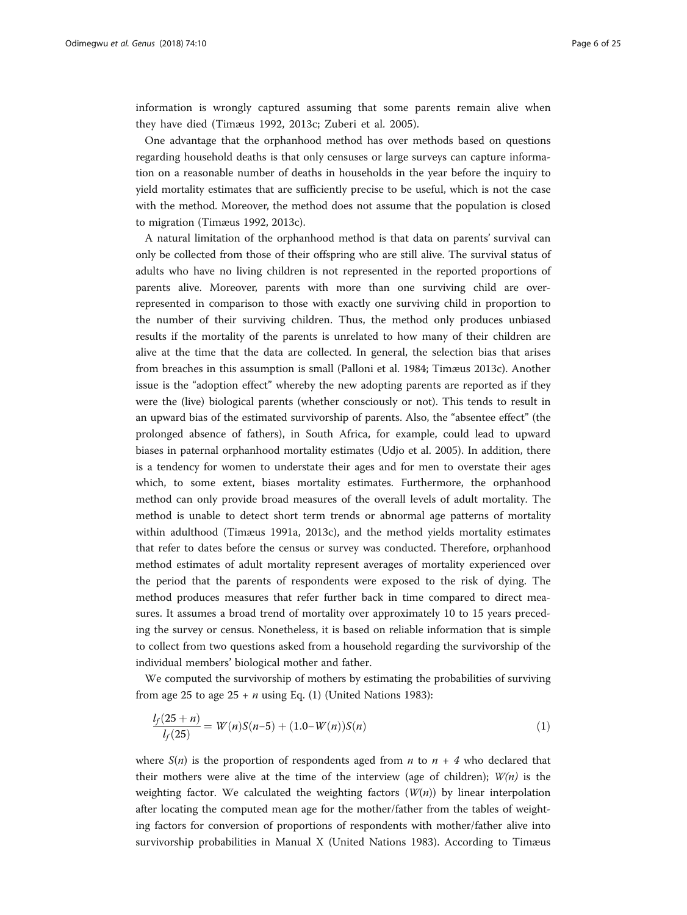information is wrongly captured assuming that some parents remain alive when they have died (Timæus 1992, 2013c; Zuberi et al. 2005).

One advantage that the orphanhood method has over methods based on questions regarding household deaths is that only censuses or large surveys can capture information on a reasonable number of deaths in households in the year before the inquiry to yield mortality estimates that are sufficiently precise to be useful, which is not the case with the method. Moreover, the method does not assume that the population is closed to migration (Timæus 1992, 2013c).

A natural limitation of the orphanhood method is that data on parents' survival can only be collected from those of their offspring who are still alive. The survival status of adults who have no living children is not represented in the reported proportions of parents alive. Moreover, parents with more than one surviving child are over-represented in comparison to those with exactly one surviving child in proportion to the number of their surviving children. Thus, the method only produces unbiased results if the mortality of the parents is unrelated to how many of their children are alive at the time that the data are collected. In general, the selection bias that arises from breaches in this assumption is small (Palloni et al. 1984; Timæus 2013c). Another issue is the "adoption effect" whereby the new adopting parents are reported as if they were the (live) biological parents (whether consciously or not). This tends to result in an upward bias of the estimated survivorship of parents. Also, the "absentee effect" (the prolonged absence of fathers), in South Africa, for example, could lead to upward biases in paternal orphanhood mortality estimates (Udjo et al. 2005). In addition, there is a tendency for women to understate their ages and for men to overstate their ages which, to some extent, biases mortality estimates. Furthermore, the orphanhood method can only provide broad measures of the overall levels of adult mortality. The method is unable to detect short term trends or abnormal age patterns of mortality within adulthood (Timæus 1991a, 2013c), and the method yields mortality estimates that refer to dates before the census or survey was conducted. Therefore, orphanhood method estimates of adult mortality represent averages of mortality experienced over the period that the parents of respondents were exposed to the risk of dying. The method produces measures that refer further back in time compared to direct measures. It assumes a broad trend of mortality over approximately 10 to 15 years preceding the survey or census. Nonetheless, it is based on reliable information that is simple to collect from two questions asked from a household regarding the survivorship of the individual members' biological mother and father.

We computed the survivorship of mothers by estimating the probabilities of surviving from age 25 to age $25 + n$ using Eq. (1) (United Nations 1983):

$$\frac{l_f(25+n)}{l_f(25)} = W(n)S(n\text{–}5) + (1.0\text{–}W(n))S(n) \tag{1}$$

where $S(n)$ is the proportion of respondents aged from $n$ to $n + 4$ who declared that their mothers were alive at the time of the interview (age of children); $W(n)$ is the weighting factor. We calculated the weighting factors ($W(n)$) by linear interpolation after locating the computed mean age for the mother/father from the tables of weighting factors for conversion of proportions of respondents with mother/father alive into survivorship probabilities in Manual X (United Nations 1983). According to Timæus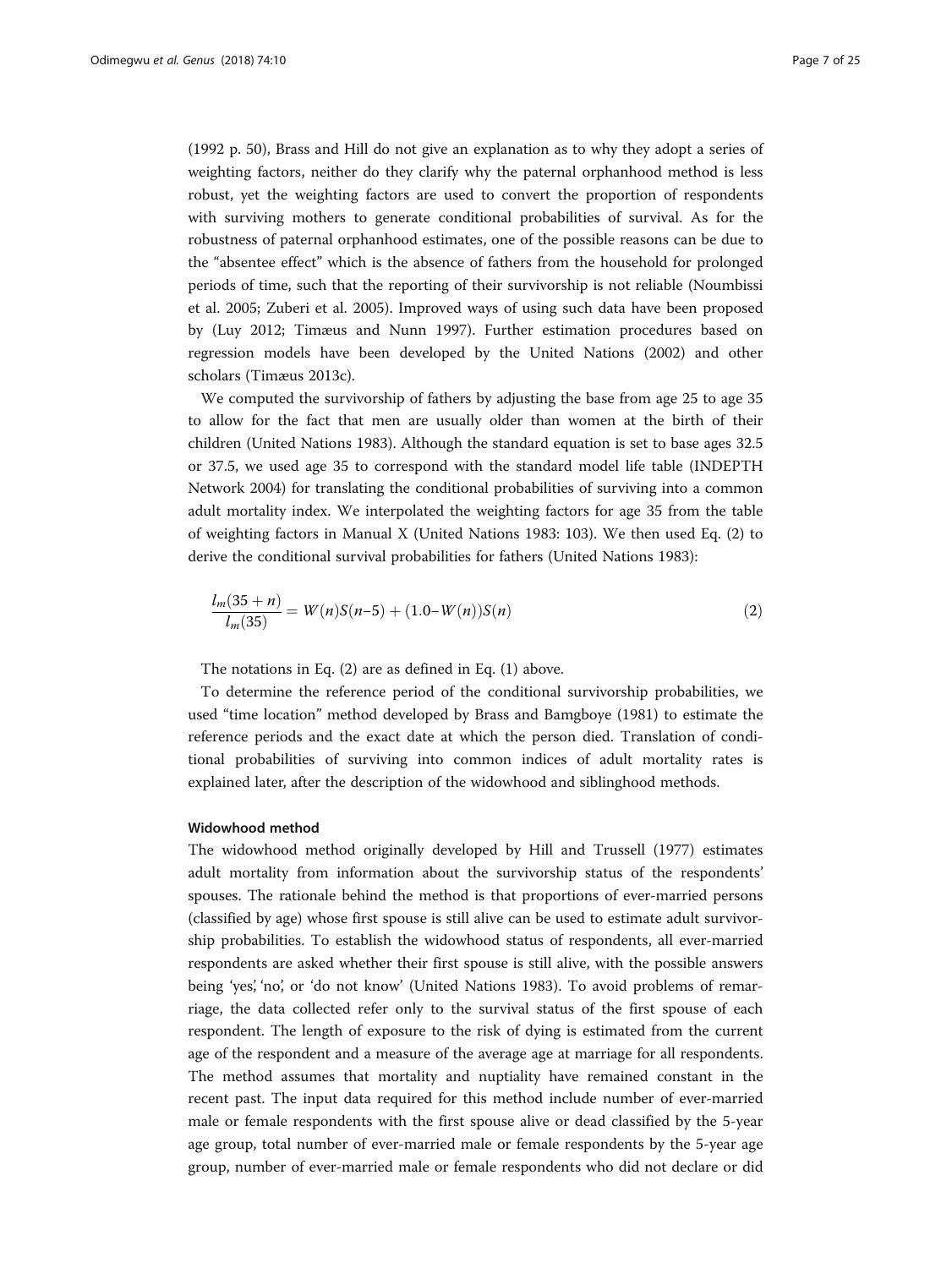(1992 p. 50), Brass and Hill do not give an explanation as to why they adopt a series of weighting factors, neither do they clarify why the paternal orphanhood method is less robust, yet the weighting factors are used to convert the proportion of respondents with surviving mothers to generate conditional probabilities of survival. As for the robustness of paternal orphanhood estimates, one of the possible reasons can be due to the "absentee effect" which is the absence of fathers from the household for prolonged periods of time, such that the reporting of their survivorship is not reliable (Noumbissi et al. 2005; Zuberi et al. 2005). Improved ways of using such data have been proposed by (Luy 2012; Timæus and Nunn 1997). Further estimation procedures based on regression models have been developed by the United Nations (2002) and other scholars (Timæus 2013c).

We computed the survivorship of fathers by adjusting the base from age 25 to age 35 to allow for the fact that men are usually older than women at the birth of their children (United Nations 1983). Although the standard equation is set to base ages 32.5 or 37.5, we used age 35 to correspond with the standard model life table (INDEPTH Network 2004) for translating the conditional probabilities of surviving into a common adult mortality index. We interpolated the weighting factors for age 35 from the table of weighting factors in Manual X (United Nations 1983: 103). We then used Eq. (2) to derive the conditional survival probabilities for fathers (United Nations 1983):

$$\frac{l_m(35+n)}{l_m(35)} = W(n)S(n\text{–}5) + (1.0\text{–}W(n))S(n) \tag{2}$$

The notations in Eq. (2) are as defined in Eq. (1) above.

To determine the reference period of the conditional survivorship probabilities, we used "time location" method developed by Brass and Bamgboye (1981) to estimate the reference periods and the exact date at which the person died. Translation of conditional probabilities of surviving into common indices of adult mortality rates is explained later, after the description of the widowhood and siblinghood methods.

#### Widowhood method

The widowhood method originally developed by Hill and Trussell (1977) estimates adult mortality from information about the survivorship status of the respondents' spouses. The rationale behind the method is that proportions of ever-married persons (classified by age) whose first spouse is still alive can be used to estimate adult survivorship probabilities. To establish the widowhood status of respondents, all ever-married respondents are asked whether their first spouse is still alive, with the possible answers being 'yes', 'no', or 'do not know' (United Nations 1983). To avoid problems of remarriage, the data collected refer only to the survival status of the first spouse of each respondent. The length of exposure to the risk of dying is estimated from the current age of the respondent and a measure of the average age at marriage for all respondents. The method assumes that mortality and nuptiality have remained constant in the recent past. The input data required for this method include number of ever-married male or female respondents with the first spouse alive or dead classified by the 5-year age group, total number of ever-married male or female respondents by the 5-year age group, number of ever-married male or female respondents who did not declare or did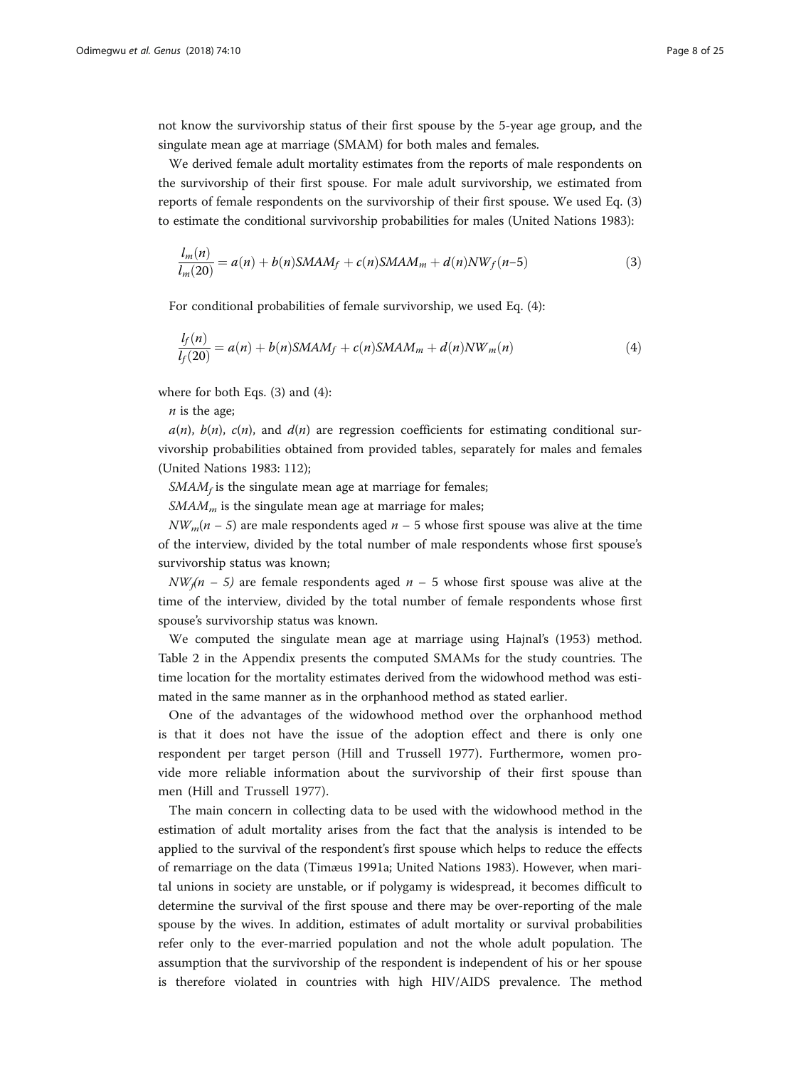not know the survivorship status of their first spouse by the 5-year age group, and the singulate mean age at marriage (SMAM) for both males and females.

We derived female adult mortality estimates from the reports of male respondents on the survivorship of their first spouse. For male adult survivorship, we estimated from reports of female respondents on the survivorship of their first spouse. We used Eq. (3) to estimate the conditional survivorship probabilities for males (United Nations 1983):

$$\frac{l_m(n)}{l_m(20)} = a(n) + b(n)SMAM_f + c(n)SMAM_m + d(n)NW_f(n-5) \tag{3}$$

For conditional probabilities of female survivorship, we used Eq. (4):

$$\frac{l_f(n)}{l_f(20)} = a(n) + b(n)SMAM_f + c(n)SMAM_m + d(n)NW_m(n) \tag{4}$$

where for both Eqs. (3) and (4):

$n$ is the age;

$a(n)$, $b(n)$, $c(n)$, and $d(n)$ are regression coefficients for estimating conditional survivorship probabilities obtained from provided tables, separately for males and females (United Nations 1983: 112);

$SMAM_f$ is the singulate mean age at marriage for females;

$SMAM_m$ is the singulate mean age at marriage for males;

$NW_m(n-5)$ are male respondents aged $n-5$ whose first spouse was alive at the time of the interview, divided by the total number of male respondents whose first spouse's survivorship status was known;

$NW_f(n-5)$ are female respondents aged $n-5$ whose first spouse was alive at the time of the interview, divided by the total number of female respondents whose first spouse's survivorship status was known.

We computed the singulate mean age at marriage using Hajnal's (1953) method. Table 2 in the Appendix presents the computed SMAMs for the study countries. The time location for the mortality estimates derived from the widowhood method was estimated in the same manner as in the orphanhood method as stated earlier.

One of the advantages of the widowhood method over the orphanhood method is that it does not have the issue of the adoption effect and there is only one respondent per target person (Hill and Trussell 1977). Furthermore, women provide more reliable information about the survivorship of their first spouse than men (Hill and Trussell 1977).

The main concern in collecting data to be used with the widowhood method in the estimation of adult mortality arises from the fact that the analysis is intended to be applied to the survival of the respondent's first spouse which helps to reduce the effects of remarriage on the data (Timæus 1991a; United Nations 1983). However, when marital unions in society are unstable, or if polygamy is widespread, it becomes difficult to determine the survival of the first spouse and there may be over-reporting of the male spouse by the wives. In addition, estimates of adult mortality or survival probabilities refer only to the ever-married population and not the whole adult population. The assumption that the survivorship of the respondent is independent of his or her spouse is therefore violated in countries with high HIV/AIDS prevalence. The method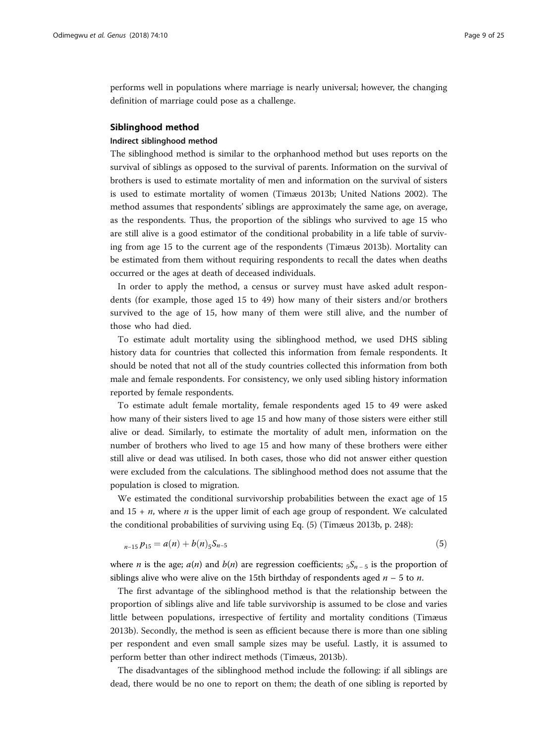performs well in populations where marriage is nearly universal; however, the changing definition of marriage could pose as a challenge.

## Siblinghood method

### Indirect siblinghood method

The siblinghood method is similar to the orphanhood method but uses reports on the survival of siblings as opposed to the survival of parents. Information on the survival of brothers is used to estimate mortality of men and information on the survival of sisters is used to estimate mortality of women (Timæus 2013b; United Nations 2002). The method assumes that respondents' siblings are approximately the same age, on average, as the respondents. Thus, the proportion of the siblings who survived to age 15 who are still alive is a good estimator of the conditional probability in a life table of surviving from age 15 to the current age of the respondents (Timæus 2013b). Mortality can be estimated from them without requiring respondents to recall the dates when deaths occurred or the ages at death of deceased individuals.

In order to apply the method, a census or survey must have asked adult respondents (for example, those aged 15 to 49) how many of their sisters and/or brothers survived to the age of 15, how many of them were still alive, and the number of those who had died.

To estimate adult mortality using the siblinghood method, we used DHS sibling history data for countries that collected this information from female respondents. It should be noted that not all of the study countries collected this information from both male and female respondents. For consistency, we only used sibling history information reported by female respondents.

To estimate adult female mortality, female respondents aged 15 to 49 were asked how many of their sisters lived to age 15 and how many of those sisters were either still alive or dead. Similarly, to estimate the mortality of adult men, information on the number of brothers who lived to age 15 and how many of these brothers were either still alive or dead was utilised. In both cases, those who did not answer either question were excluded from the calculations. The siblinghood method does not assume that the population is closed to migration.

We estimated the conditional survivorship probabilities between the exact age of 15 and $15 + n$, where $n$ is the upper limit of each age group of respondent. We calculated the conditional probabilities of surviving using Eq. (5) (Timæus 2013b, p. 248):

$$ {}_{n-15}p_{15} = a(n) + b(n)\,{}_{5}S_{n-5} \quad (5) $$

where $n$ is the age; $a(n)$ and $b(n)$ are regression coefficients; ${}_{5}S_{n-5}$ is the proportion of siblings alive who were alive on the 15th birthday of respondents aged $n - 5$ to $n$.

The first advantage of the siblinghood method is that the relationship between the proportion of siblings alive and life table survivorship is assumed to be close and varies little between populations, irrespective of fertility and mortality conditions (Timæus 2013b). Secondly, the method is seen as efficient because there is more than one sibling per respondent and even small sample sizes may be useful. Lastly, it is assumed to perform better than other indirect methods (Timæus, 2013b).

The disadvantages of the siblinghood method include the following: if all siblings are dead, there would be no one to report on them; the death of one sibling is reported by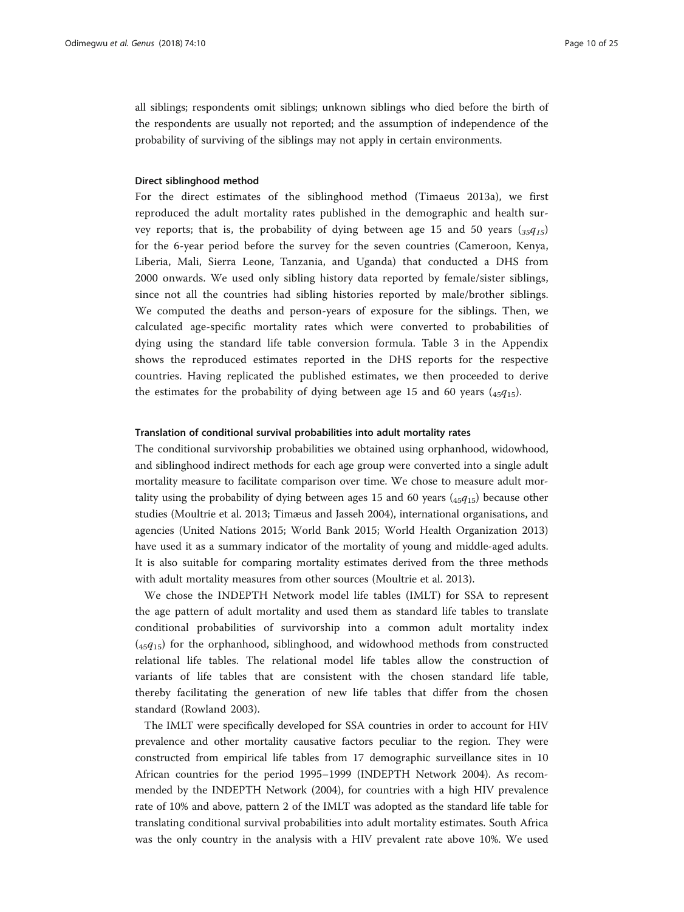all siblings; respondents omit siblings; unknown siblings who died before the birth of the respondents are usually not reported; and the assumption of independence of the probability of surviving of the siblings may not apply in certain environments.

#### Direct siblinghood method

For the direct estimates of the siblinghood method (Timaeus 2013a), we first reproduced the adult mortality rates published in the demographic and health survey reports; that is, the probability of dying between age 15 and 50 years ($_{35}q_{15}$) for the 6-year period before the survey for the seven countries (Cameroon, Kenya, Liberia, Mali, Sierra Leone, Tanzania, and Uganda) that conducted a DHS from 2000 onwards. We used only sibling history data reported by female/sister siblings, since not all the countries had sibling histories reported by male/brother siblings. We computed the deaths and person-years of exposure for the siblings. Then, we calculated age-specific mortality rates which were converted to probabilities of dying using the standard life table conversion formula. Table 3 in the Appendix shows the reproduced estimates reported in the DHS reports for the respective countries. Having replicated the published estimates, we then proceeded to derive the estimates for the probability of dying between age 15 and 60 years ($_{45}q_{15}$).

#### Translation of conditional survival probabilities into adult mortality rates

The conditional survivorship probabilities we obtained using orphanhood, widowhood, and siblinghood indirect methods for each age group were converted into a single adult mortality measure to facilitate comparison over time. We chose to measure adult mortality using the probability of dying between ages 15 and 60 years ($_{45}q_{15}$) because other studies (Moultrie et al. 2013; Timæus and Jasseh 2004), international organisations, and agencies (United Nations 2015; World Bank 2015; World Health Organization 2013) have used it as a summary indicator of the mortality of young and middle-aged adults. It is also suitable for comparing mortality estimates derived from the three methods with adult mortality measures from other sources (Moultrie et al. 2013).

We chose the INDEPTH Network model life tables (IMLT) for SSA to represent the age pattern of adult mortality and used them as standard life tables to translate conditional probabilities of survivorship into a common adult mortality index ($_{45}q_{15}$) for the orphanhood, siblinghood, and widowhood methods from constructed relational life tables. The relational model life tables allow the construction of variants of life tables that are consistent with the chosen standard life table, thereby facilitating the generation of new life tables that differ from the chosen standard (Rowland 2003).

The IMLT were specifically developed for SSA countries in order to account for HIV prevalence and other mortality causative factors peculiar to the region. They were constructed from empirical life tables from 17 demographic surveillance sites in 10 African countries for the period 1995–1999 (INDEPTH Network 2004). As recommended by the INDEPTH Network (2004), for countries with a high HIV prevalence rate of 10% and above, pattern 2 of the IMLT was adopted as the standard life table for translating conditional survival probabilities into adult mortality estimates. South Africa was the only country in the analysis with a HIV prevalent rate above 10%. We used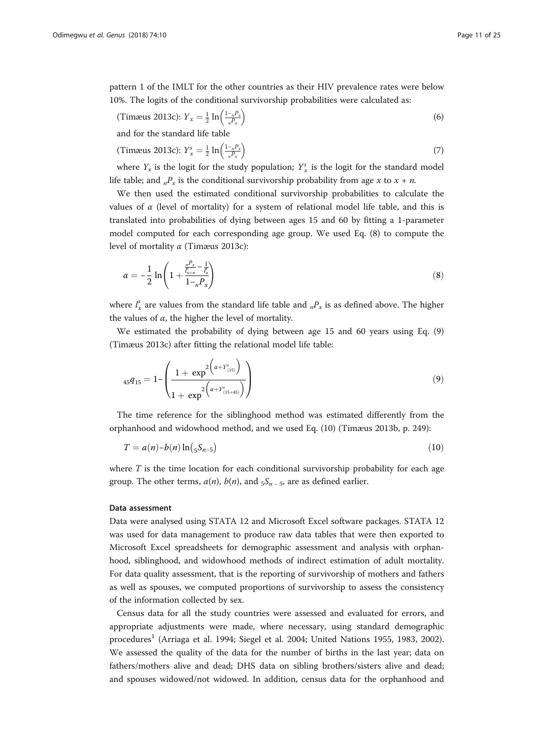pattern 1 of the IMLT for the other countries as their HIV prevalence rates were below 10%. The logits of the conditional survivorship probabilities were calculated as:

$$\text{(Timæus 2013c): } Y_x = \frac{1}{2}\ln\left(\frac{1-{}_nP_x}{{}_nP_x}\right) \tag{6}$$

and for the standard life table

$$\text{(Timæus 2013c): } Y_x^s = \frac{1}{2}\ln\left(\frac{1-{}_nP_x}{{}_nP_x}\right) \tag{7}$$

where $Y_x$ is the logit for the study population; $Y_x^s$ is the logit for the standard model life table; and ${}_nP_x$ is the conditional survivorship probability from age $x$ to $x + n$.

We then used the estimated conditional survivorship probabilities to calculate the values of $\alpha$ (level of mortality) for a system of relational model life table, and this is translated into probabilities of dying between ages 15 and 60 by fitting a 1-parameter model computed for each corresponding age group. We used Eq. (8) to compute the level of mortality $\alpha$ (Timæus 2013c):

$$\alpha = -\frac{1}{2}\ln\left(1 + \frac{\frac{{}_nP_x}{l_{x+n}^s} - \frac{1}{l_x^s}}{1-{}_nP_x}\right) \tag{8}$$

where $l_x^s$ are values from the standard life table and ${}_nP_x$ is as defined above. The higher the values of $\alpha$, the higher the level of mortality.

We estimated the probability of dying between age 15 and 60 years using Eq. (9) (Timæus 2013c) after fitting the relational model life table:

$$_{45}q_{15} = 1 - \left(\frac{1 + \exp^{2\left(\alpha + Y^s_{(15)}\right)}}{1 + \exp^{2\left(\alpha + Y^s_{(15+45)}\right)}}\right) \tag{9}$$

The time reference for the siblinghood method was estimated differently from the orphanhood and widowhood method, and we used Eq. (10) (Timæus 2013b, p. 249):

$$T = a(n) - b(n)\ln\left({}_5S_{n-5}\right) \tag{10}$$

where $T$ is the time location for each conditional survivorship probability for each age group. The other terms, $a(n)$, $b(n)$, and ${}_5S_{n-5}$, are as defined earlier.

#### Data assessment

Data were analysed using STATA 12 and Microsoft Excel software packages. STATA 12 was used for data management to produce raw data tables that were then exported to Microsoft Excel spreadsheets for demographic assessment and analysis with orphanhood, siblinghood, and widowhood methods of indirect estimation of adult mortality. For data quality assessment, that is the reporting of survivorship of mothers and fathers as well as spouses, we computed proportions of survivorship to assess the consistency of the information collected by sex.

Census data for all the study countries were assessed and evaluated for errors, and appropriate adjustments were made, where necessary, using standard demographic procedures[1] (Arriaga et al. 1994; Siegel et al. 2004; United Nations 1955, 1983, 2002). We assessed the quality of the data for the number of births in the last year; data on fathers/mothers alive and dead; DHS data on sibling brothers/sisters alive and dead; and spouses widowed/not widowed. In addition, census data for the orphanhood and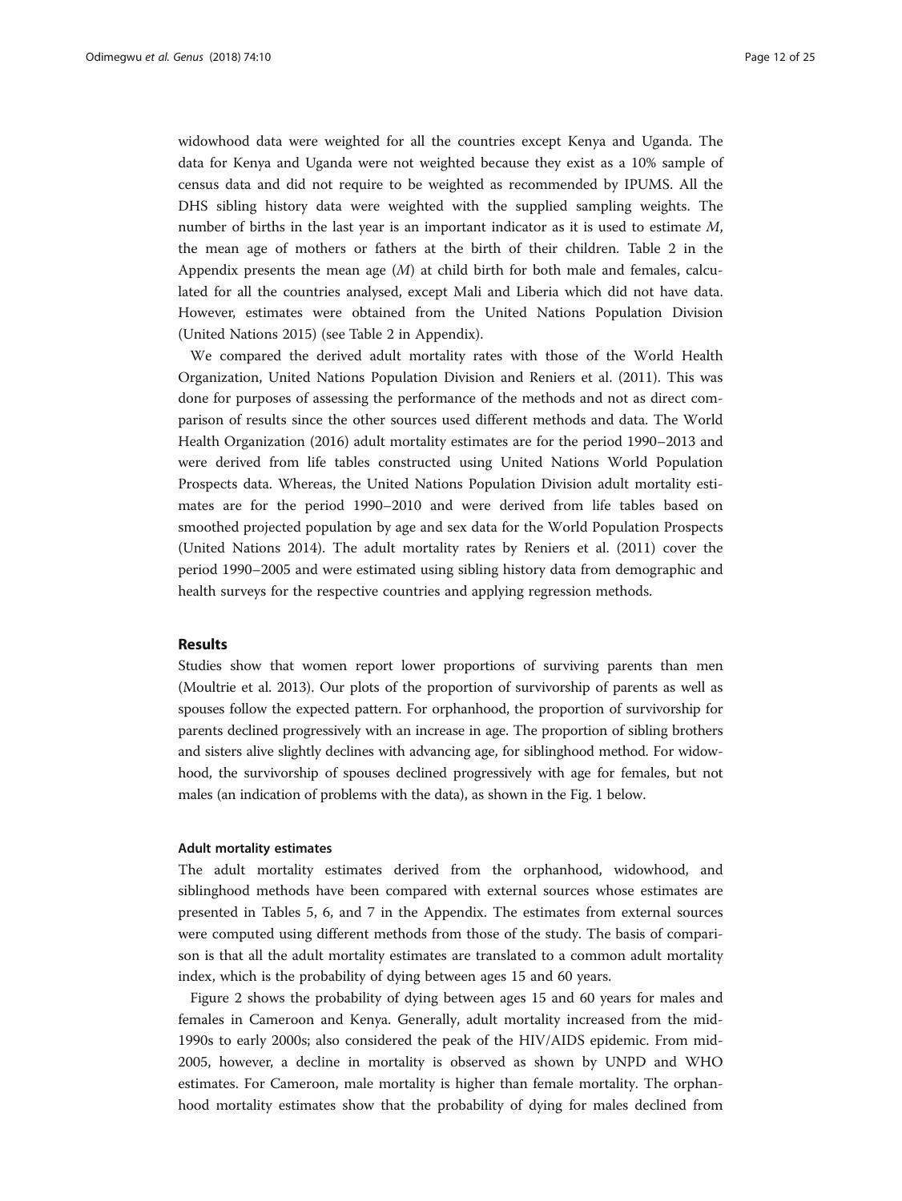widowhood data were weighted for all the countries except Kenya and Uganda. The data for Kenya and Uganda were not weighted because they exist as a 10% sample of census data and did not require to be weighted as recommended by IPUMS. All the DHS sibling history data were weighted with the supplied sampling weights. The number of births in the last year is an important indicator as it is used to estimate $M$, the mean age of mothers or fathers at the birth of their children. Table 2 in the Appendix presents the mean age ($M$) at child birth for both male and females, calculated for all the countries analysed, except Mali and Liberia which did not have data. However, estimates were obtained from the United Nations Population Division (United Nations 2015) (see Table 2 in Appendix).

We compared the derived adult mortality rates with those of the World Health Organization, United Nations Population Division and Reniers et al. (2011). This was done for purposes of assessing the performance of the methods and not as direct comparison of results since the other sources used different methods and data. The World Health Organization (2016) adult mortality estimates are for the period 1990–2013 and were derived from life tables constructed using United Nations World Population Prospects data. Whereas, the United Nations Population Division adult mortality estimates are for the period 1990–2010 and were derived from life tables based on smoothed projected population by age and sex data for the World Population Prospects (United Nations 2014). The adult mortality rates by Reniers et al. (2011) cover the period 1990–2005 and were estimated using sibling history data from demographic and health surveys for the respective countries and applying regression methods.

## Results

Studies show that women report lower proportions of surviving parents than men (Moultrie et al. 2013). Our plots of the proportion of survivorship of parents as well as spouses follow the expected pattern. For orphanhood, the proportion of survivorship for parents declined progressively with an increase in age. The proportion of sibling brothers and sisters alive slightly declines with advancing age, for siblinghood method. For widowhood, the survivorship of spouses declined progressively with age for females, but not males (an indication of problems with the data), as shown in the Fig. 1 below.

### Adult mortality estimates

The adult mortality estimates derived from the orphanhood, widowhood, and siblinghood methods have been compared with external sources whose estimates are presented in Tables 5, 6, and 7 in the Appendix. The estimates from external sources were computed using different methods from those of the study. The basis of comparison is that all the adult mortality estimates are translated to a common adult mortality index, which is the probability of dying between ages 15 and 60 years.

Figure 2 shows the probability of dying between ages 15 and 60 years for males and females in Cameroon and Kenya. Generally, adult mortality increased from the mid-1990s to early 2000s; also considered the peak of the HIV/AIDS epidemic. From mid-2005, however, a decline in mortality is observed as shown by UNPD and WHO estimates. For Cameroon, male mortality is higher than female mortality. The orphanhood mortality estimates show that the probability of dying for males declined from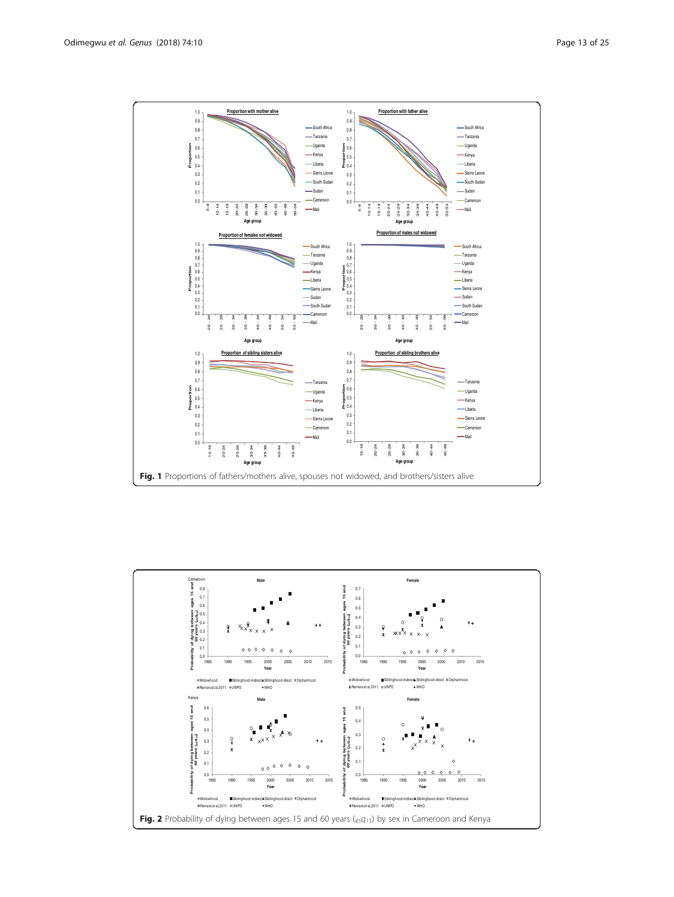**Fig. 1** Proportions of fathers/mothers alive, spouses not widowed, and brothers/sisters alive

**Fig. 2** Probability of dying between ages 15 and 60 years ($_{45}q_{15}$) by sex in Cameroon and Kenya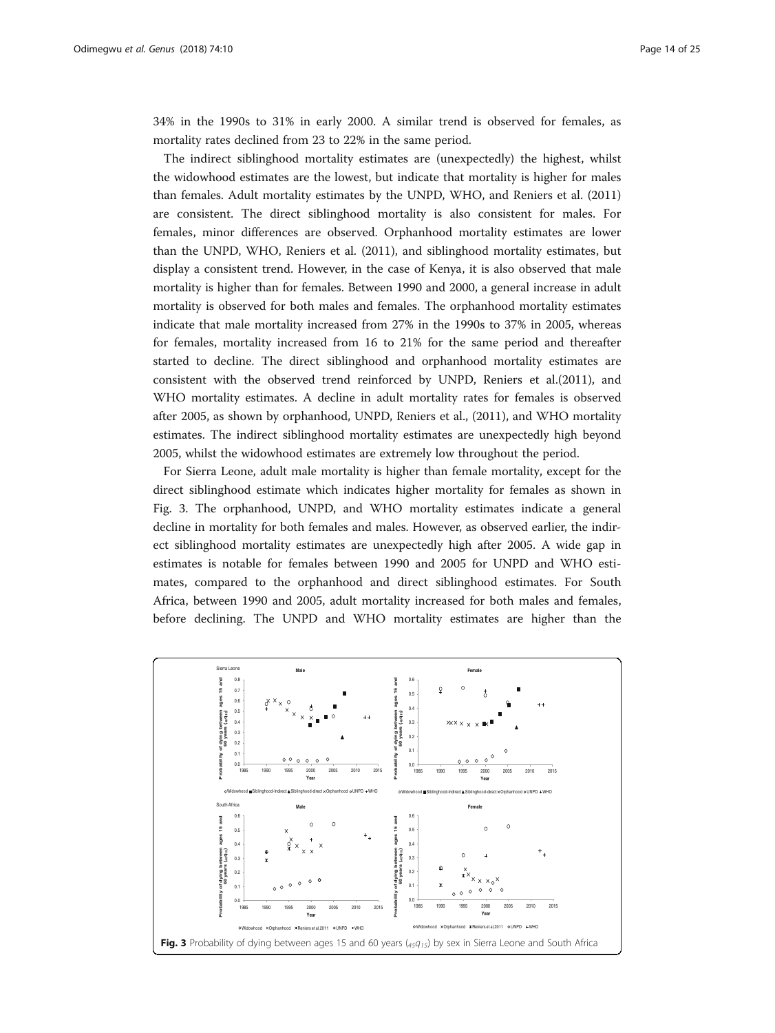34% in the 1990s to 31% in early 2000. A similar trend is observed for females, as mortality rates declined from 23 to 22% in the same period.

The indirect siblinghood mortality estimates are (unexpectedly) the highest, whilst the widowhood estimates are the lowest, but indicate that mortality is higher for males than females. Adult mortality estimates by the UNPD, WHO, and Reniers et al. (2011) are consistent. The direct siblinghood mortality is also consistent for males. For females, minor differences are observed. Orphanhood mortality estimates are lower than the UNPD, WHO, Reniers et al. (2011), and siblinghood mortality estimates, but display a consistent trend. However, in the case of Kenya, it is also observed that male mortality is higher than for females. Between 1990 and 2000, a general increase in adult mortality is observed for both males and females. The orphanhood mortality estimates indicate that male mortality increased from 27% in the 1990s to 37% in 2005, whereas for females, mortality increased from 16 to 21% for the same period and thereafter started to decline. The direct siblinghood and orphanhood mortality estimates are consistent with the observed trend reinforced by UNPD, Reniers et al.(2011), and WHO mortality estimates. A decline in adult mortality rates for females is observed after 2005, as shown by orphanhood, UNPD, Reniers et al., (2011), and WHO mortality estimates. The indirect siblinghood mortality estimates are unexpectedly high beyond 2005, whilst the widowhood estimates are extremely low throughout the period.

For Sierra Leone, adult male mortality is higher than female mortality, except for the direct siblinghood estimate which indicates higher mortality for females as shown in Fig. 3. The orphanhood, UNPD, and WHO mortality estimates indicate a general decline in mortality for both females and males. However, as observed earlier, the indirect siblinghood mortality estimates are unexpectedly high after 2005. A wide gap in estimates is notable for females between 1990 and 2005 for UNPD and WHO estimates, compared to the orphanhood and direct siblinghood estimates. For South Africa, between 1990 and 2005, adult mortality increased for both males and females, before declining. The UNPD and WHO mortality estimates are higher than the

**Fig. 3** Probability of dying between ages 15 and 60 years (${}_{45}q_{15}$) by sex in Sierra Leone and South Africa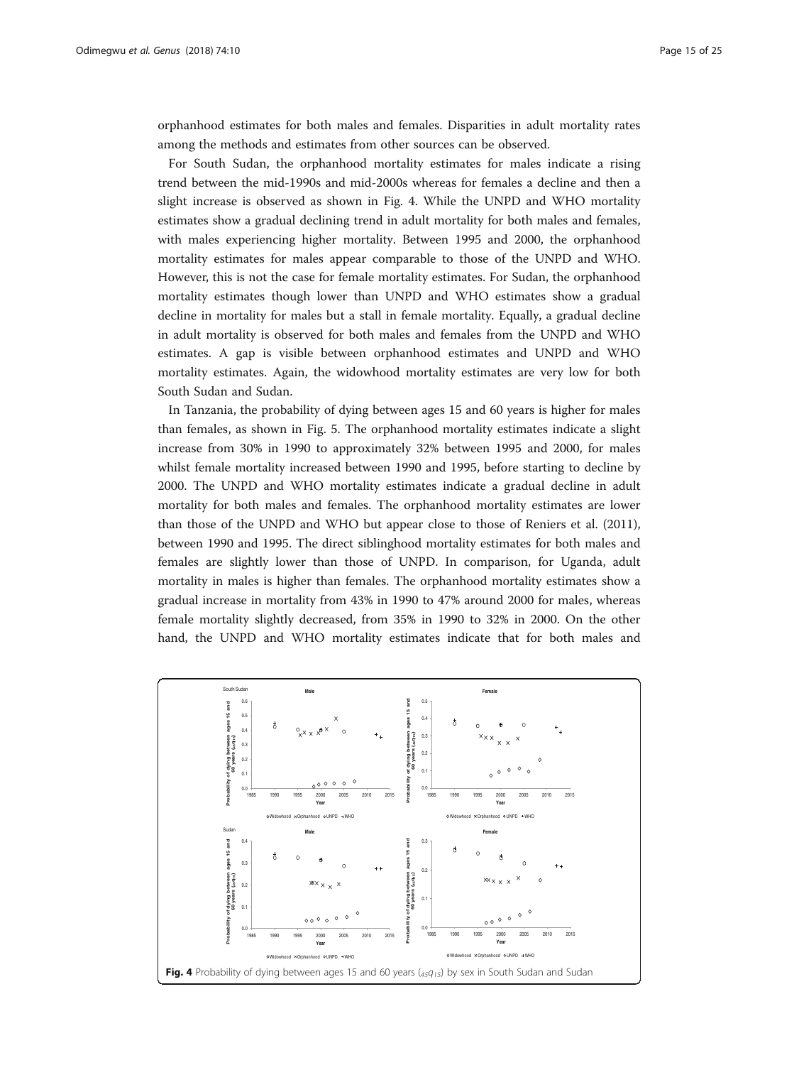orphanhood estimates for both males and females. Disparities in adult mortality rates among the methods and estimates from other sources can be observed.

For South Sudan, the orphanhood mortality estimates for males indicate a rising trend between the mid-1990s and mid-2000s whereas for females a decline and then a slight increase is observed as shown in Fig. 4. While the UNPD and WHO mortality estimates show a gradual declining trend in adult mortality for both males and females, with males experiencing higher mortality. Between 1995 and 2000, the orphanhood mortality estimates for males appear comparable to those of the UNPD and WHO. However, this is not the case for female mortality estimates. For Sudan, the orphanhood mortality estimates though lower than UNPD and WHO estimates show a gradual decline in mortality for males but a stall in female mortality. Equally, a gradual decline in adult mortality is observed for both males and females from the UNPD and WHO estimates. A gap is visible between orphanhood estimates and UNPD and WHO mortality estimates. Again, the widowhood mortality estimates are very low for both South Sudan and Sudan.

In Tanzania, the probability of dying between ages 15 and 60 years is higher for males than females, as shown in Fig. 5. The orphanhood mortality estimates indicate a slight increase from 30% in 1990 to approximately 32% between 1995 and 2000, for males whilst female mortality increased between 1990 and 1995, before starting to decline by 2000. The UNPD and WHO mortality estimates indicate a gradual decline in adult mortality for both males and females. The orphanhood mortality estimates are lower than those of the UNPD and WHO but appear close to those of Reniers et al. (2011), between 1990 and 1995. The direct siblinghood mortality estimates for both males and females are slightly lower than those of UNPD. In comparison, for Uganda, adult mortality in males is higher than females. The orphanhood mortality estimates show a gradual increase in mortality from 43% in 1990 to 47% around 2000 for males, whereas female mortality slightly decreased, from 35% in 1990 to 32% in 2000. On the other hand, the UNPD and WHO mortality estimates indicate that for both males and

**Fig. 4** Probability of dying between ages 15 and 60 years ($_{45}q_{15}$) by sex in South Sudan and Sudan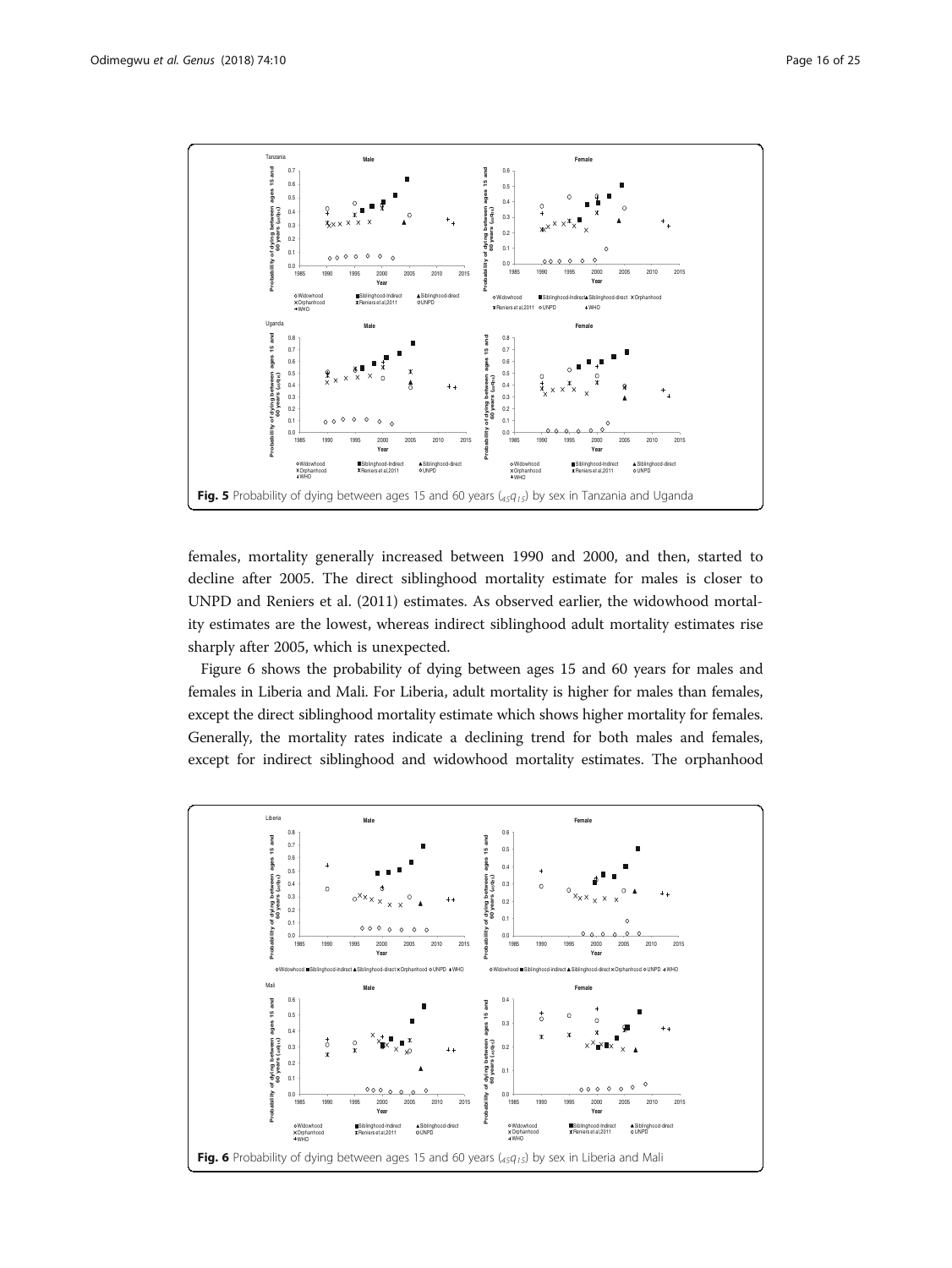Fig. 5 Probability of dying between ages 15 and 60 years ($_{45}q_{15}$) by sex in Tanzania and Uganda

females, mortality generally increased between 1990 and 2000, and then, started to decline after 2005. The direct siblinghood mortality estimate for males is closer to UNPD and Reniers et al. (2011) estimates. As observed earlier, the widowhood mortality estimates are the lowest, whereas indirect siblinghood adult mortality estimates rise sharply after 2005, which is unexpected.

Figure 6 shows the probability of dying between ages 15 and 60 years for males and females in Liberia and Mali. For Liberia, adult mortality is higher for males than females, except the direct siblinghood mortality estimate which shows higher mortality for females. Generally, the mortality rates indicate a declining trend for both males and females, except for indirect siblinghood and widowhood mortality estimates. The orphanhood

Fig. 6 Probability of dying between ages 15 and 60 years ($_{45}q_{15}$) by sex in Liberia and Mali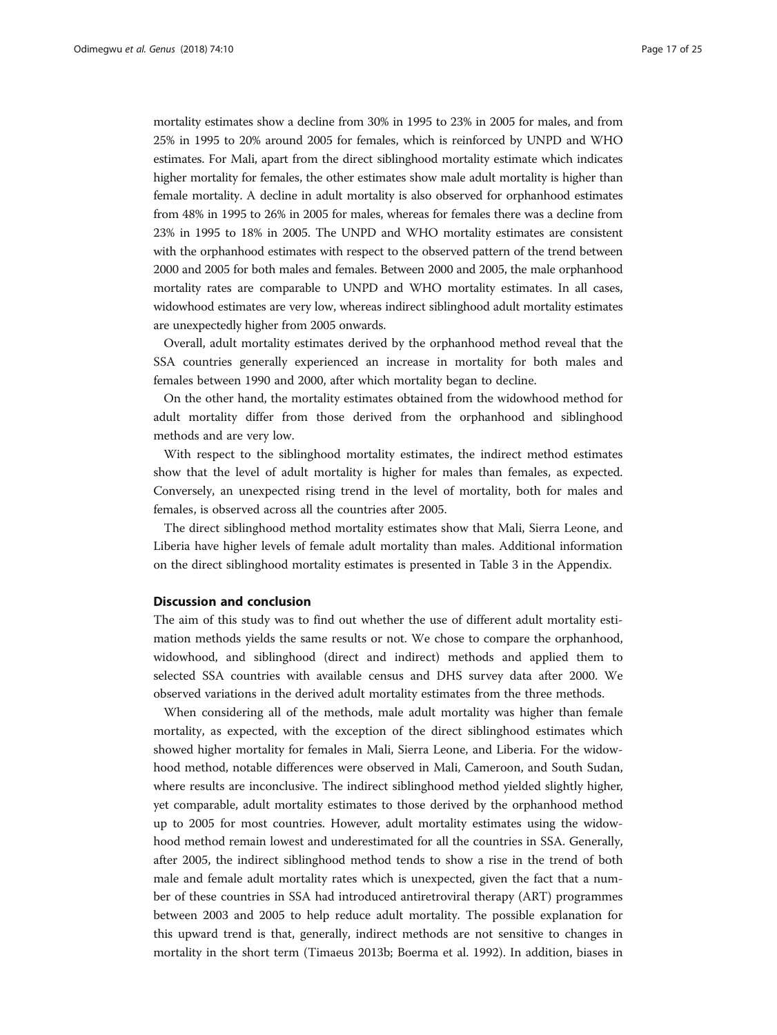mortality estimates show a decline from 30% in 1995 to 23% in 2005 for males, and from 25% in 1995 to 20% around 2005 for females, which is reinforced by UNPD and WHO estimates. For Mali, apart from the direct siblinghood mortality estimate which indicates higher mortality for females, the other estimates show male adult mortality is higher than female mortality. A decline in adult mortality is also observed for orphanhood estimates from 48% in 1995 to 26% in 2005 for males, whereas for females there was a decline from 23% in 1995 to 18% in 2005. The UNPD and WHO mortality estimates are consistent with the orphanhood estimates with respect to the observed pattern of the trend between 2000 and 2005 for both males and females. Between 2000 and 2005, the male orphanhood mortality rates are comparable to UNPD and WHO mortality estimates. In all cases, widowhood estimates are very low, whereas indirect siblinghood adult mortality estimates are unexpectedly higher from 2005 onwards.

Overall, adult mortality estimates derived by the orphanhood method reveal that the SSA countries generally experienced an increase in mortality for both males and females between 1990 and 2000, after which mortality began to decline.

On the other hand, the mortality estimates obtained from the widowhood method for adult mortality differ from those derived from the orphanhood and siblinghood methods and are very low.

With respect to the siblinghood mortality estimates, the indirect method estimates show that the level of adult mortality is higher for males than females, as expected. Conversely, an unexpected rising trend in the level of mortality, both for males and females, is observed across all the countries after 2005.

The direct siblinghood method mortality estimates show that Mali, Sierra Leone, and Liberia have higher levels of female adult mortality than males. Additional information on the direct siblinghood mortality estimates is presented in Table 3 in the Appendix.

## Discussion and conclusion

The aim of this study was to find out whether the use of different adult mortality estimation methods yields the same results or not. We chose to compare the orphanhood, widowhood, and siblinghood (direct and indirect) methods and applied them to selected SSA countries with available census and DHS survey data after 2000. We observed variations in the derived adult mortality estimates from the three methods.

When considering all of the methods, male adult mortality was higher than female mortality, as expected, with the exception of the direct siblinghood estimates which showed higher mortality for females in Mali, Sierra Leone, and Liberia. For the widowhood method, notable differences were observed in Mali, Cameroon, and South Sudan, where results are inconclusive. The indirect siblinghood method yielded slightly higher, yet comparable, adult mortality estimates to those derived by the orphanhood method up to 2005 for most countries. However, adult mortality estimates using the widowhood method remain lowest and underestimated for all the countries in SSA. Generally, after 2005, the indirect siblinghood method tends to show a rise in the trend of both male and female adult mortality rates which is unexpected, given the fact that a number of these countries in SSA had introduced antiretroviral therapy (ART) programmes between 2003 and 2005 to help reduce adult mortality. The possible explanation for this upward trend is that, generally, indirect methods are not sensitive to changes in mortality in the short term (Timaeus 2013b; Boerma et al. 1992). In addition, biases in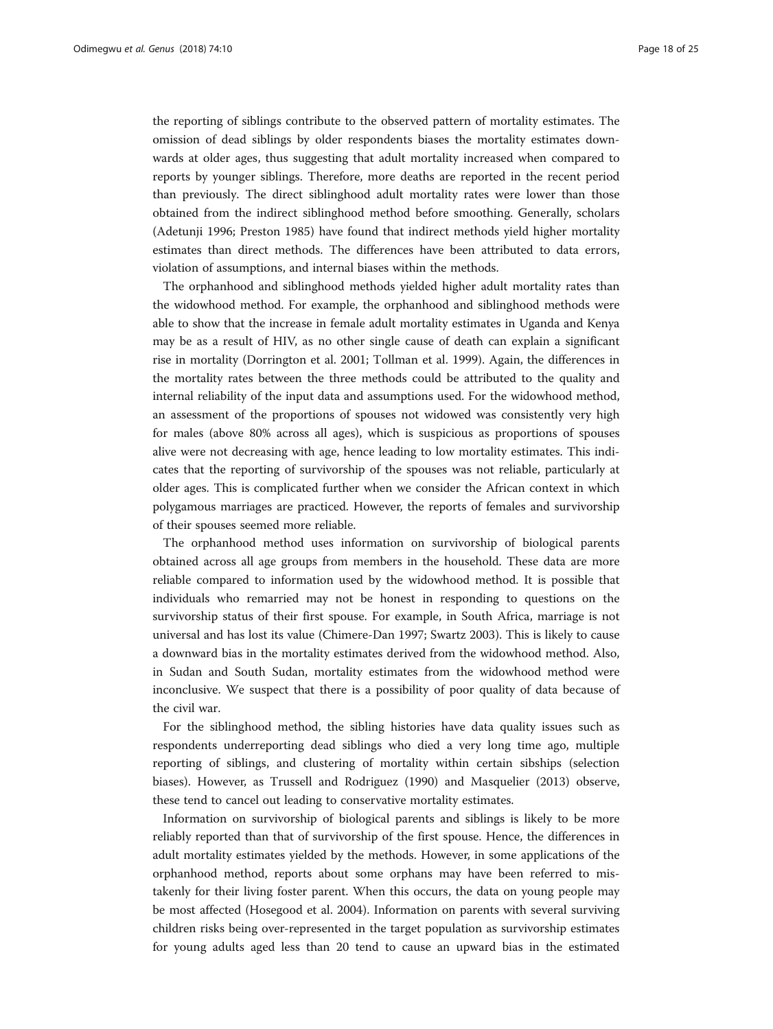the reporting of siblings contribute to the observed pattern of mortality estimates. The omission of dead siblings by older respondents biases the mortality estimates downwards at older ages, thus suggesting that adult mortality increased when compared to reports by younger siblings. Therefore, more deaths are reported in the recent period than previously. The direct siblinghood adult mortality rates were lower than those obtained from the indirect siblinghood method before smoothing. Generally, scholars (Adetunji 1996; Preston 1985) have found that indirect methods yield higher mortality estimates than direct methods. The differences have been attributed to data errors, violation of assumptions, and internal biases within the methods.

The orphanhood and siblinghood methods yielded higher adult mortality rates than the widowhood method. For example, the orphanhood and siblinghood methods were able to show that the increase in female adult mortality estimates in Uganda and Kenya may be as a result of HIV, as no other single cause of death can explain a significant rise in mortality (Dorrington et al. 2001; Tollman et al. 1999). Again, the differences in the mortality rates between the three methods could be attributed to the quality and internal reliability of the input data and assumptions used. For the widowhood method, an assessment of the proportions of spouses not widowed was consistently very high for males (above 80% across all ages), which is suspicious as proportions of spouses alive were not decreasing with age, hence leading to low mortality estimates. This indicates that the reporting of survivorship of the spouses was not reliable, particularly at older ages. This is complicated further when we consider the African context in which polygamous marriages are practiced. However, the reports of females and survivorship of their spouses seemed more reliable.

The orphanhood method uses information on survivorship of biological parents obtained across all age groups from members in the household. These data are more reliable compared to information used by the widowhood method. It is possible that individuals who remarried may not be honest in responding to questions on the survivorship status of their first spouse. For example, in South Africa, marriage is not universal and has lost its value (Chimere-Dan 1997; Swartz 2003). This is likely to cause a downward bias in the mortality estimates derived from the widowhood method. Also, in Sudan and South Sudan, mortality estimates from the widowhood method were inconclusive. We suspect that there is a possibility of poor quality of data because of the civil war.

For the siblinghood method, the sibling histories have data quality issues such as respondents underreporting dead siblings who died a very long time ago, multiple reporting of siblings, and clustering of mortality within certain sibships (selection biases). However, as Trussell and Rodriguez (1990) and Masquelier (2013) observe, these tend to cancel out leading to conservative mortality estimates.

Information on survivorship of biological parents and siblings is likely to be more reliably reported than that of survivorship of the first spouse. Hence, the differences in adult mortality estimates yielded by the methods. However, in some applications of the orphanhood method, reports about some orphans may have been referred to mistakenly for their living foster parent. When this occurs, the data on young people may be most affected (Hosegood et al. 2004). Information on parents with several surviving children risks being over-represented in the target population as survivorship estimates for young adults aged less than 20 tend to cause an upward bias in the estimated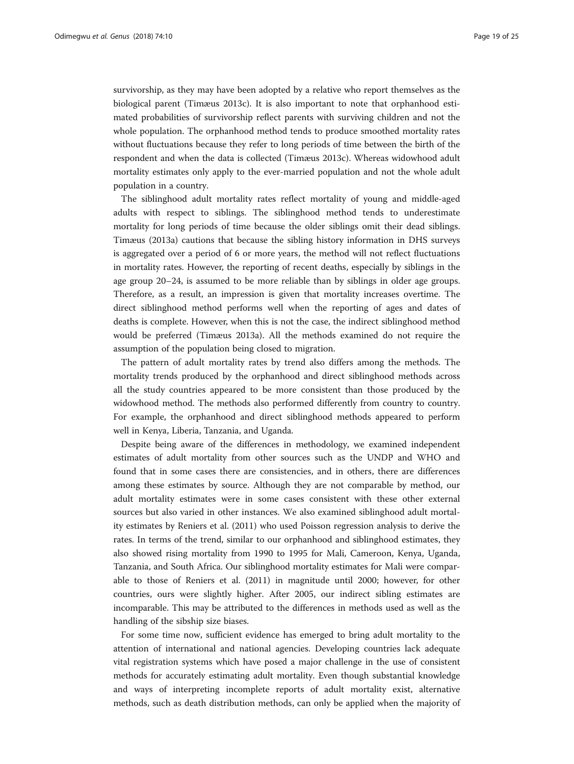survivorship, as they may have been adopted by a relative who report themselves as the biological parent (Timæus 2013c). It is also important to note that orphanhood estimated probabilities of survivorship reflect parents with surviving children and not the whole population. The orphanhood method tends to produce smoothed mortality rates without fluctuations because they refer to long periods of time between the birth of the respondent and when the data is collected (Timæus 2013c). Whereas widowhood adult mortality estimates only apply to the ever-married population and not the whole adult population in a country.

The siblinghood adult mortality rates reflect mortality of young and middle-aged adults with respect to siblings. The siblinghood method tends to underestimate mortality for long periods of time because the older siblings omit their dead siblings. Timæus (2013a) cautions that because the sibling history information in DHS surveys is aggregated over a period of 6 or more years, the method will not reflect fluctuations in mortality rates. However, the reporting of recent deaths, especially by siblings in the age group 20–24, is assumed to be more reliable than by siblings in older age groups. Therefore, as a result, an impression is given that mortality increases overtime. The direct siblinghood method performs well when the reporting of ages and dates of deaths is complete. However, when this is not the case, the indirect siblinghood method would be preferred (Timæus 2013a). All the methods examined do not require the assumption of the population being closed to migration.

The pattern of adult mortality rates by trend also differs among the methods. The mortality trends produced by the orphanhood and direct siblinghood methods across all the study countries appeared to be more consistent than those produced by the widowhood method. The methods also performed differently from country to country. For example, the orphanhood and direct siblinghood methods appeared to perform well in Kenya, Liberia, Tanzania, and Uganda.

Despite being aware of the differences in methodology, we examined independent estimates of adult mortality from other sources such as the UNDP and WHO and found that in some cases there are consistencies, and in others, there are differences among these estimates by source. Although they are not comparable by method, our adult mortality estimates were in some cases consistent with these other external sources but also varied in other instances. We also examined siblinghood adult mortality estimates by Reniers et al. (2011) who used Poisson regression analysis to derive the rates. In terms of the trend, similar to our orphanhood and siblinghood estimates, they also showed rising mortality from 1990 to 1995 for Mali, Cameroon, Kenya, Uganda, Tanzania, and South Africa. Our siblinghood mortality estimates for Mali were comparable to those of Reniers et al. (2011) in magnitude until 2000; however, for other countries, ours were slightly higher. After 2005, our indirect sibling estimates are incomparable. This may be attributed to the differences in methods used as well as the handling of the sibship size biases.

For some time now, sufficient evidence has emerged to bring adult mortality to the attention of international and national agencies. Developing countries lack adequate vital registration systems which have posed a major challenge in the use of consistent methods for accurately estimating adult mortality. Even though substantial knowledge and ways of interpreting incomplete reports of adult mortality exist, alternative methods, such as death distribution methods, can only be applied when the majority of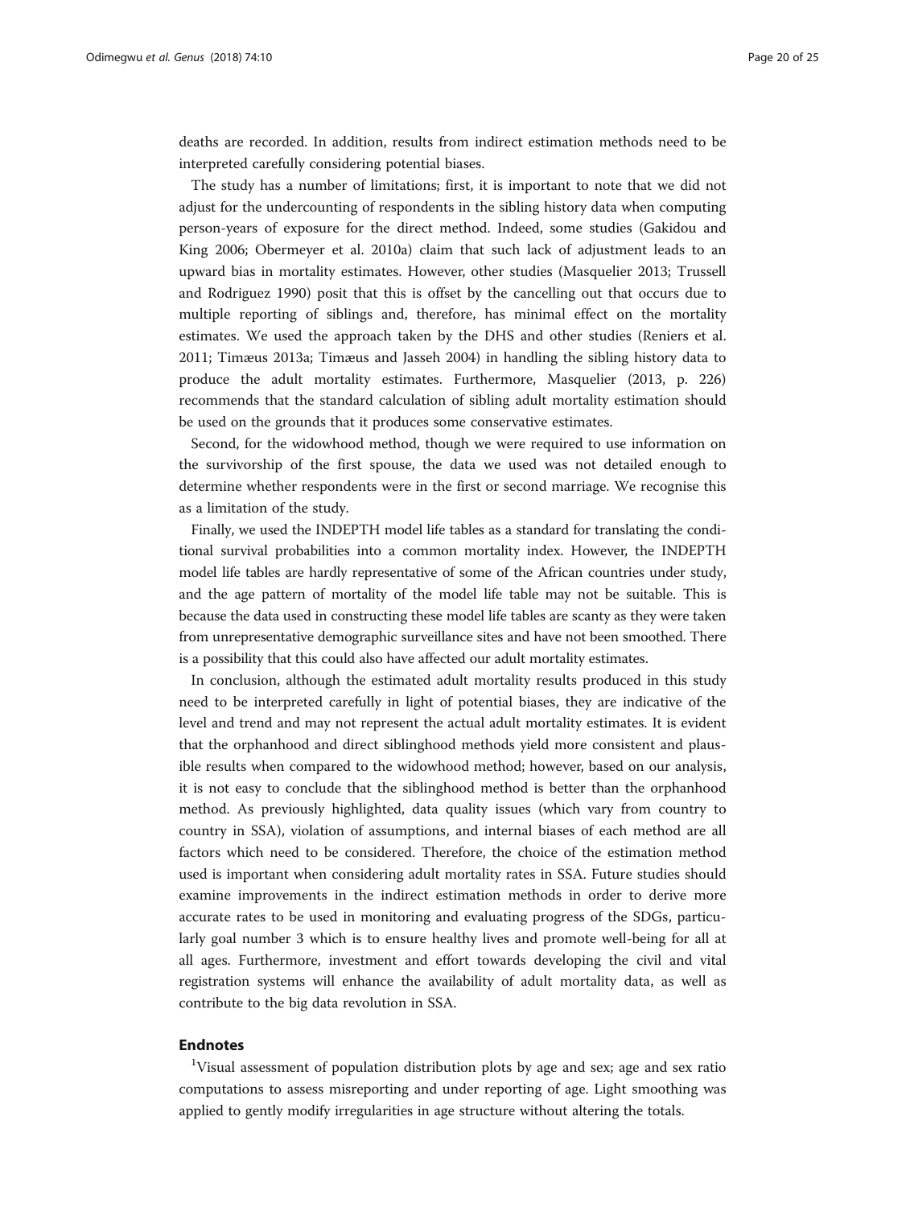deaths are recorded. In addition, results from indirect estimation methods need to be interpreted carefully considering potential biases.

The study has a number of limitations; first, it is important to note that we did not adjust for the undercounting of respondents in the sibling history data when computing person-years of exposure for the direct method. Indeed, some studies (Gakidou and King 2006; Obermeyer et al. 2010a) claim that such lack of adjustment leads to an upward bias in mortality estimates. However, other studies (Masquelier 2013; Trussell and Rodriguez 1990) posit that this is offset by the cancelling out that occurs due to multiple reporting of siblings and, therefore, has minimal effect on the mortality estimates. We used the approach taken by the DHS and other studies (Reniers et al. 2011; Timæus 2013a; Timæus and Jasseh 2004) in handling the sibling history data to produce the adult mortality estimates. Furthermore, Masquelier (2013, p. 226) recommends that the standard calculation of sibling adult mortality estimation should be used on the grounds that it produces some conservative estimates.

Second, for the widowhood method, though we were required to use information on the survivorship of the first spouse, the data we used was not detailed enough to determine whether respondents were in the first or second marriage. We recognise this as a limitation of the study.

Finally, we used the INDEPTH model life tables as a standard for translating the conditional survival probabilities into a common mortality index. However, the INDEPTH model life tables are hardly representative of some of the African countries under study, and the age pattern of mortality of the model life table may not be suitable. This is because the data used in constructing these model life tables are scanty as they were taken from unrepresentative demographic surveillance sites and have not been smoothed. There is a possibility that this could also have affected our adult mortality estimates.

In conclusion, although the estimated adult mortality results produced in this study need to be interpreted carefully in light of potential biases, they are indicative of the level and trend and may not represent the actual adult mortality estimates. It is evident that the orphanhood and direct siblinghood methods yield more consistent and plausible results when compared to the widowhood method; however, based on our analysis, it is not easy to conclude that the siblinghood method is better than the orphanhood method. As previously highlighted, data quality issues (which vary from country to country in SSA), violation of assumptions, and internal biases of each method are all factors which need to be considered. Therefore, the choice of the estimation method used is important when considering adult mortality rates in SSA. Future studies should examine improvements in the indirect estimation methods in order to derive more accurate rates to be used in monitoring and evaluating progress of the SDGs, particularly goal number 3 which is to ensure healthy lives and promote well-being for all at all ages. Furthermore, investment and effort towards developing the civil and vital registration systems will enhance the availability of adult mortality data, as well as contribute to the big data revolution in SSA.

## Endnotes

[1]Visual assessment of population distribution plots by age and sex; age and sex ratio computations to assess misreporting and under reporting of age. Light smoothing was applied to gently modify irregularities in age structure without altering the totals.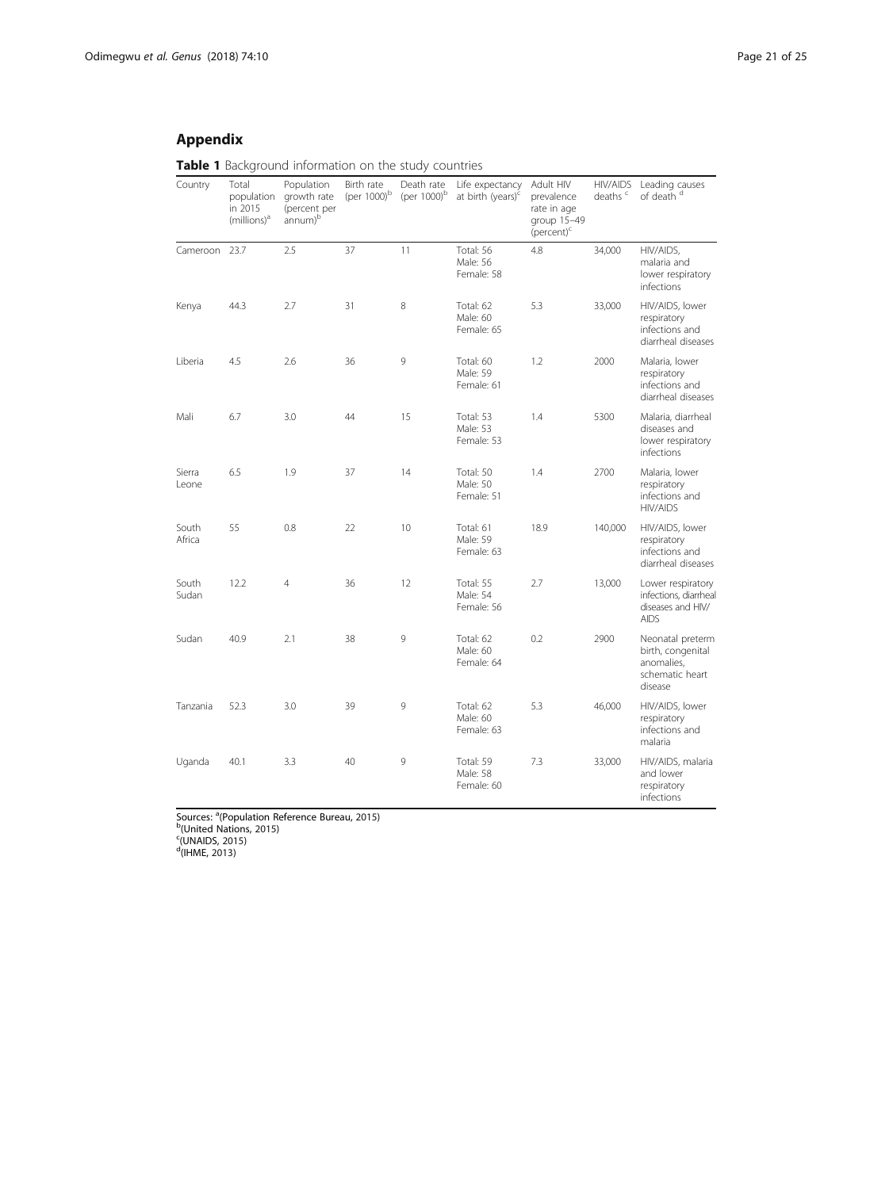## Appendix

**Table 1** Background information on the study countries

| Country | Total population in 2015 (millions)[a] | Population growth rate (percent per annum)[b] | Birth rate (per 1000)[b] | Death rate (per 1000)[b] | Life expectancy at birth (years)[c] | Adult HIV prevalence rate in age group 15–49 (percent)[c] | HIV/AIDS deaths [c] | Leading causes of death [d] |
|---|---|---|---|---|---|---|---|---|
| Cameroon | 23.7 | 2.5 | 37 | 11 | Total: 56 Male: 56 Female: 58 | 4.8 | 34,000 | HIV/AIDS, malaria and lower respiratory infections |
| Kenya | 44.3 | 2.7 | 31 | 8 | Total: 62 Male: 60 Female: 65 | 5.3 | 33,000 | HIV/AIDS, lower respiratory infections and diarrheal diseases |
| Liberia | 4.5 | 2.6 | 36 | 9 | Total: 60 Male: 59 Female: 61 | 1.2 | 2000 | Malaria, lower respiratory infections and diarrheal diseases |
| Mali | 6.7 | 3.0 | 44 | 15 | Total: 53 Male: 53 Female: 53 | 1.4 | 5300 | Malaria, diarrheal diseases and lower respiratory infections |
| Sierra Leone | 6.5 | 1.9 | 37 | 14 | Total: 50 Male: 50 Female: 51 | 1.4 | 2700 | Malaria, lower respiratory infections and HIV/AIDS |
| South Africa | 55 | 0.8 | 22 | 10 | Total: 61 Male: 59 Female: 63 | 18.9 | 140,000 | HIV/AIDS, lower respiratory infections and diarrheal diseases |
| South Sudan | 12.2 | 4 | 36 | 12 | Total: 55 Male: 54 Female: 56 | 2.7 | 13,000 | Lower respiratory infections, diarrheal diseases and HIV/AIDS |
| Sudan | 40.9 | 2.1 | 38 | 9 | Total: 62 Male: 60 Female: 64 | 0.2 | 2900 | Neonatal preterm birth, congenital anomalies, schematic heart disease |
| Tanzania | 52.3 | 3.0 | 39 | 9 | Total: 62 Male: 60 Female: 63 | 5.3 | 46,000 | HIV/AIDS, lower respiratory infections and malaria |
| Uganda | 40.1 | 3.3 | 40 | 9 | Total: 59 Male: 58 Female: 60 | 7.3 | 33,000 | HIV/AIDS, malaria and lower respiratory infections |

Sources: [a](Population Reference Bureau, 2015)
[b](United Nations, 2015)
[c](UNAIDS, 2015)
[d](IHME, 2013)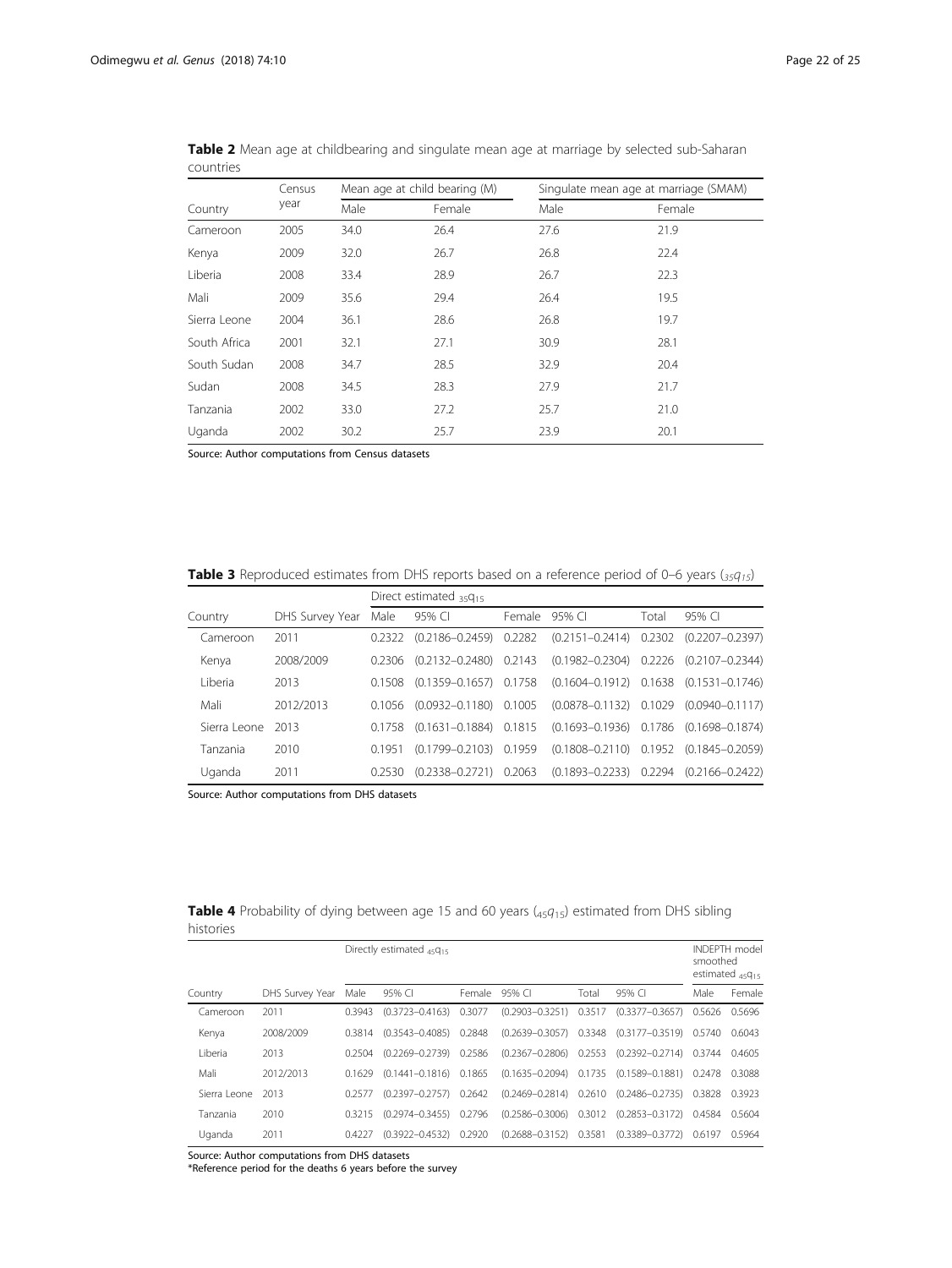**Table 2** Mean age at childbearing and singulate mean age at marriage by selected sub-Saharan countries

| Country | Census year | Mean age at child bearing (M) | | Singulate mean age at marriage (SMAM) | |
|---|---|---|---|---|---|
| | | Male | Female | Male | Female |
| Cameroon | 2005 | 34.0 | 26.4 | 27.6 | 21.9 |
| Kenya | 2009 | 32.0 | 26.7 | 26.8 | 22.4 |
| Liberia | 2008 | 33.4 | 28.9 | 26.7 | 22.3 |
| Mali | 2009 | 35.6 | 29.4 | 26.4 | 19.5 |
| Sierra Leone | 2004 | 36.1 | 28.6 | 26.8 | 19.7 |
| South Africa | 2001 | 32.1 | 27.1 | 30.9 | 28.1 |
| South Sudan | 2008 | 34.7 | 28.5 | 32.9 | 20.4 |
| Sudan | 2008 | 34.5 | 28.3 | 27.9 | 21.7 |
| Tanzania | 2002 | 33.0 | 27.2 | 25.7 | 21.0 |
| Uganda | 2002 | 30.2 | 25.7 | 23.9 | 20.1 |

Source: Author computations from Census datasets

**Table 3** Reproduced estimates from DHS reports based on a reference period of 0–6 years (${}_{35}q_{15}$)

| Country | DHS Survey Year | Direct estimated ${}_{35}q_{15}$ | | | | | |
|---|---|---|---|---|---|---|---|
| | | Male | 95% CI | Female | 95% CI | Total | 95% CI |
| Cameroon | 2011 | 0.2322 | (0.2186–0.2459) | 0.2282 | (0.2151–0.2414) | 0.2302 | (0.2207–0.2397) |
| Kenya | 2008/2009 | 0.2306 | (0.2132–0.2480) | 0.2143 | (0.1982–0.2304) | 0.2226 | (0.2107–0.2344) |
| Liberia | 2013 | 0.1508 | (0.1359–0.1657) | 0.1758 | (0.1604–0.1912) | 0.1638 | (0.1531–0.1746) |
| Mali | 2012/2013 | 0.1056 | (0.0932–0.1180) | 0.1005 | (0.0878–0.1132) | 0.1029 | (0.0940–0.1117) |
| Sierra Leone | 2013 | 0.1758 | (0.1631–0.1884) | 0.1815 | (0.1693–0.1936) | 0.1786 | (0.1698–0.1874) |
| Tanzania | 2010 | 0.1951 | (0.1799–0.2103) | 0.1959 | (0.1808–0.2110) | 0.1952 | (0.1845–0.2059) |
| Uganda | 2011 | 0.2530 | (0.2338–0.2721) | 0.2063 | (0.1893–0.2233) | 0.2294 | (0.2166–0.2422) |

Source: Author computations from DHS datasets

**Table 4** Probability of dying between age 15 and 60 years (${}_{45}q_{15}$) estimated from DHS sibling histories

| Country | DHS Survey Year | Directly estimated ${}_{45}q_{15}$ | | | | | | INDEPTH model smoothed estimated ${}_{45}q_{15}$ | |
|---|---|---|---|---|---|---|---|---|---|
| | | Male | 95% CI | Female | 95% CI | Total | 95% CI | Male | Female |
| Cameroon | 2011 | 0.3943 | (0.3723–0.4163) | 0.3077 | (0.2903–0.3251) | 0.3517 | (0.3377–0.3657) | 0.5626 | 0.5696 |
| Kenya | 2008/2009 | 0.3814 | (0.3543–0.4085) | 0.2848 | (0.2639–0.3057) | 0.3348 | (0.3177–0.3519) | 0.5740 | 0.6043 |
| Liberia | 2013 | 0.2504 | (0.2269–0.2739) | 0.2586 | (0.2367–0.2806) | 0.2553 | (0.2392–0.2714) | 0.3744 | 0.4605 |
| Mali | 2012/2013 | 0.1629 | (0.1441–0.1816) | 0.1865 | (0.1635–0.2094) | 0.1735 | (0.1589–0.1881) | 0.2478 | 0.3088 |
| Sierra Leone | 2013 | 0.2577 | (0.2397–0.2757) | 0.2642 | (0.2469–0.2814) | 0.2610 | (0.2486–0.2735) | 0.3828 | 0.3923 |
| Tanzania | 2010 | 0.3215 | (0.2974–0.3455) | 0.2796 | (0.2586–0.3006) | 0.3012 | (0.2853–0.3172) | 0.4584 | 0.5604 |
| Uganda | 2011 | 0.4227 | (0.3922–0.4532) | 0.2920 | (0.2688–0.3152) | 0.3581 | (0.3389–0.3772) | 0.6197 | 0.5964 |

Source: Author computations from DHS datasets

*Reference period for the deaths 6 years before the survey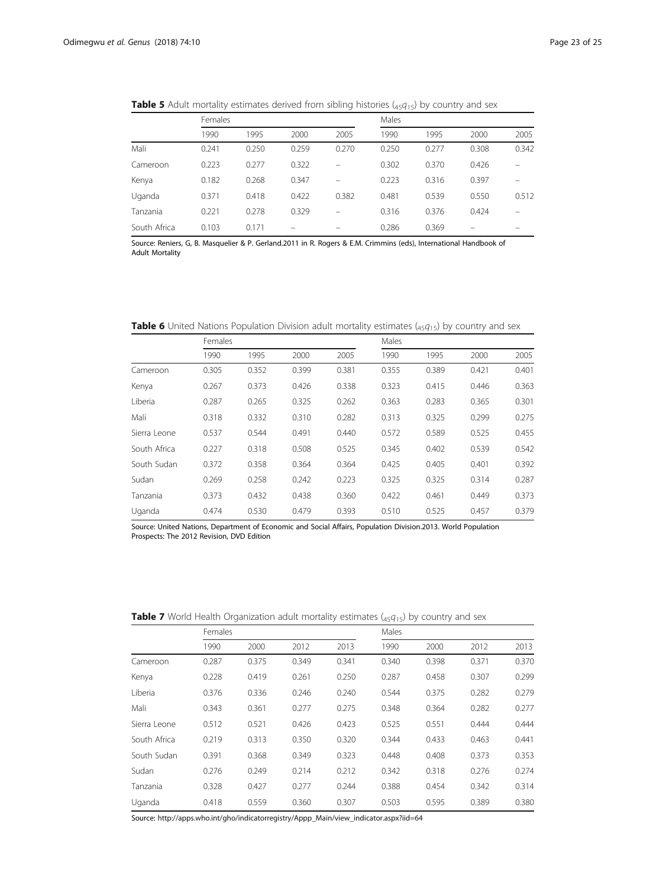**Table 5** Adult mortality estimates derived from sibling histories ($_{45}q_{15}$) by country and sex

| | Females | | | | Males | | | |
|---|---|---|---|---|---|---|---|---|
| | 1990 | 1995 | 2000 | 2005 | 1990 | 1995 | 2000 | 2005 |
| Mali | 0.241 | 0.250 | 0.259 | 0.270 | 0.250 | 0.277 | 0.308 | 0.342 |
| Cameroon | 0.223 | 0.277 | 0.322 | – | 0.302 | 0.370 | 0.426 | – |
| Kenya | 0.182 | 0.268 | 0.347 | – | 0.223 | 0.316 | 0.397 | – |
| Uganda | 0.371 | 0.418 | 0.422 | 0.382 | 0.481 | 0.539 | 0.550 | 0.512 |
| Tanzania | 0.221 | 0.278 | 0.329 | – | 0.316 | 0.376 | 0.424 | – |
| South Africa | 0.103 | 0.171 | – | – | 0.286 | 0.369 | – | – |

Source: Reniers, G, B. Masquelier & P. Gerland.2011 in R. Rogers & E.M. Crimmins (eds), International Handbook of Adult Mortality

**Table 6** United Nations Population Division adult mortality estimates ($_{45}q_{15}$) by country and sex

| | Females | | | | Males | | | |
|---|---|---|---|---|---|---|---|---|
| | 1990 | 1995 | 2000 | 2005 | 1990 | 1995 | 2000 | 2005 |
| Cameroon | 0.305 | 0.352 | 0.399 | 0.381 | 0.355 | 0.389 | 0.421 | 0.401 |
| Kenya | 0.267 | 0.373 | 0.426 | 0.338 | 0.323 | 0.415 | 0.446 | 0.363 |
| Liberia | 0.287 | 0.265 | 0.325 | 0.262 | 0.363 | 0.283 | 0.365 | 0.301 |
| Mali | 0.318 | 0.332 | 0.310 | 0.282 | 0.313 | 0.325 | 0.299 | 0.275 |
| Sierra Leone | 0.537 | 0.544 | 0.491 | 0.440 | 0.572 | 0.589 | 0.525 | 0.455 |
| South Africa | 0.227 | 0.318 | 0.508 | 0.525 | 0.345 | 0.402 | 0.539 | 0.542 |
| South Sudan | 0.372 | 0.358 | 0.364 | 0.364 | 0.425 | 0.405 | 0.401 | 0.392 |
| Sudan | 0.269 | 0.258 | 0.242 | 0.223 | 0.325 | 0.325 | 0.314 | 0.287 |
| Tanzania | 0.373 | 0.432 | 0.438 | 0.360 | 0.422 | 0.461 | 0.449 | 0.373 |
| Uganda | 0.474 | 0.530 | 0.479 | 0.393 | 0.510 | 0.525 | 0.457 | 0.379 |

Source: United Nations, Department of Economic and Social Affairs, Population Division.2013. World Population Prospects: The 2012 Revision, DVD Edition

**Table 7** World Health Organization adult mortality estimates ($_{45}q_{15}$) by country and sex

| | Females | | | | Males | | | |
|---|---|---|---|---|---|---|---|---|
| | 1990 | 2000 | 2012 | 2013 | 1990 | 2000 | 2012 | 2013 |
| Cameroon | 0.287 | 0.375 | 0.349 | 0.341 | 0.340 | 0.398 | 0.371 | 0.370 |
| Kenya | 0.228 | 0.419 | 0.261 | 0.250 | 0.287 | 0.458 | 0.307 | 0.299 |
| Liberia | 0.376 | 0.336 | 0.246 | 0.240 | 0.544 | 0.375 | 0.282 | 0.279 |
| Mali | 0.343 | 0.361 | 0.277 | 0.275 | 0.348 | 0.364 | 0.282 | 0.277 |
| Sierra Leone | 0.512 | 0.521 | 0.426 | 0.423 | 0.525 | 0.551 | 0.444 | 0.444 |
| South Africa | 0.219 | 0.313 | 0.350 | 0.320 | 0.344 | 0.433 | 0.463 | 0.441 |
| South Sudan | 0.391 | 0.368 | 0.349 | 0.323 | 0.448 | 0.408 | 0.373 | 0.353 |
| Sudan | 0.276 | 0.249 | 0.214 | 0.212 | 0.342 | 0.318 | 0.276 | 0.274 |
| Tanzania | 0.328 | 0.427 | 0.277 | 0.244 | 0.388 | 0.454 | 0.342 | 0.314 |
| Uganda | 0.418 | 0.559 | 0.360 | 0.307 | 0.503 | 0.595 | 0.389 | 0.380 |

Source: http://apps.who.int/gho/indicatorregistry/Appp_Main/view_indicator.aspx?iid=64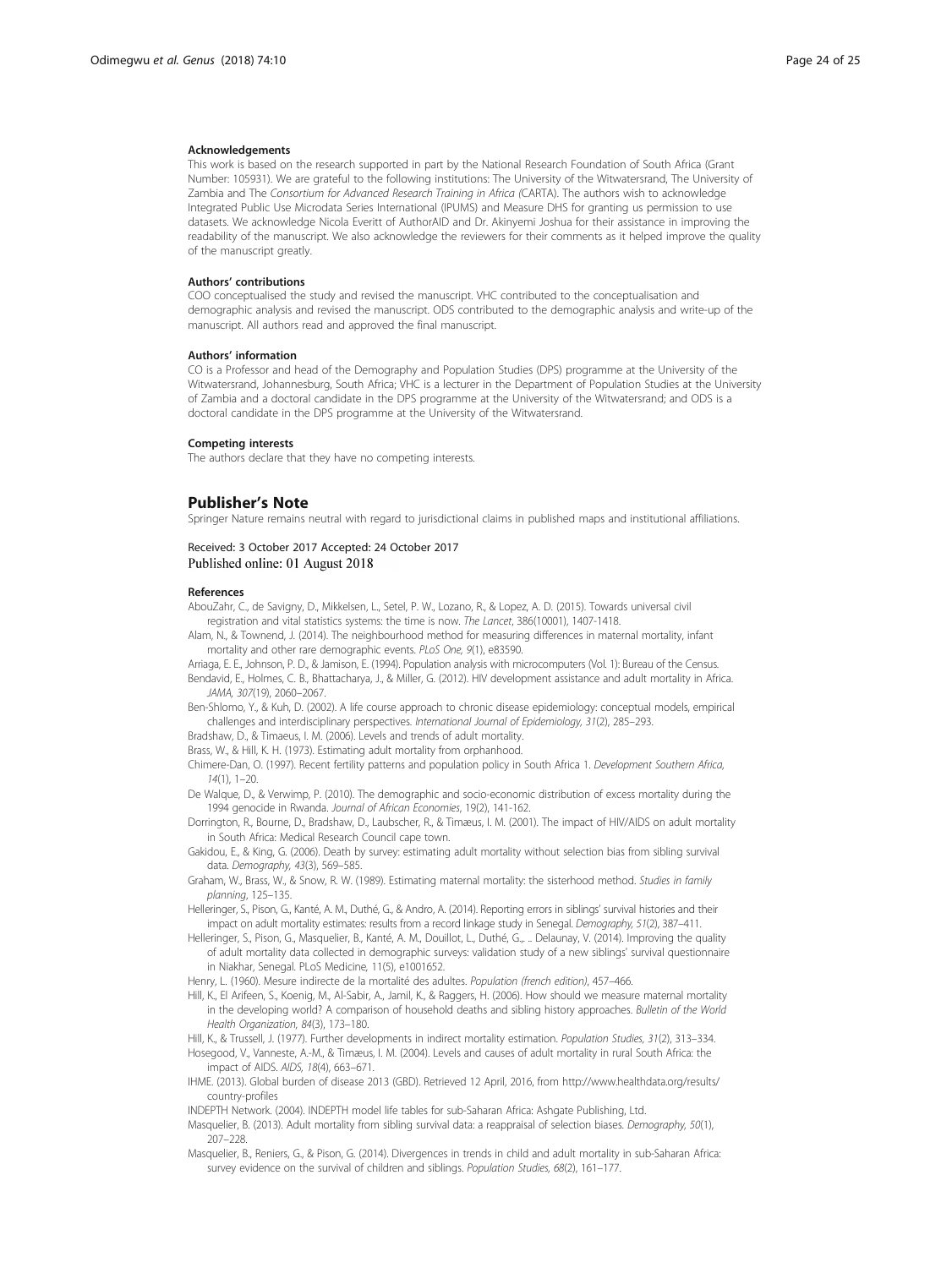#### Acknowledgements

This work is based on the research supported in part by the National Research Foundation of South Africa (Grant Number: 105931). We are grateful to the following institutions: The University of the Witwatersrand, The University of Zambia and The *Consortium for Advanced Research Training in Africa* (CARTA). The authors wish to acknowledge Integrated Public Use Microdata Series International (IPUMS) and Measure DHS for granting us permission to use datasets. We acknowledge Nicola Everitt of AuthorAID and Dr. Akinyemi Joshua for their assistance in improving the readability of the manuscript. We also acknowledge the reviewers for their comments as it helped improve the quality of the manuscript greatly.

#### Authors' contributions

COO conceptualised the study and revised the manuscript. VHC contributed to the conceptualisation and demographic analysis and revised the manuscript. ODS contributed to the demographic analysis and write-up of the manuscript. All authors read and approved the final manuscript.

#### Authors' information

CO is a Professor and head of the Demography and Population Studies (DPS) programme at the University of the Witwatersrand, Johannesburg, South Africa; VHC is a lecturer in the Department of Population Studies at the University of Zambia and a doctoral candidate in the DPS programme at the University of the Witwatersrand; and ODS is a doctoral candidate in the DPS programme at the University of the Witwatersrand.

#### Competing interests

The authors declare that they have no competing interests.

## Publisher's Note

Springer Nature remains neutral with regard to jurisdictional claims in published maps and institutional affiliations.

Received: 3 October 2017 Accepted: 24 October 2017
Published online: 01 August 2018

#### References

AbouZahr, C., de Savigny, D., Mikkelsen, L., Setel, P. W., Lozano, R., & Lopez, A. D. (2015). Towards universal civil registration and vital statistics systems: the time is now. *The Lancet*, 386(10001), 1407-1418.

Alam, N., & Townend, J. (2014). The neighbourhood method for measuring differences in maternal mortality, infant mortality and other rare demographic events. *PLoS One, 9*(1), e83590.

Arriaga, E. E., Johnson, P. D., & Jamison, E. (1994). Population analysis with microcomputers (Vol. 1): Bureau of the Census.

Bendavid, E., Holmes, C. B., Bhattacharya, J., & Miller, G. (2012). HIV development assistance and adult mortality in Africa. *JAMA, 307*(19), 2060–2067.

Ben-Shlomo, Y., & Kuh, D. (2002). A life course approach to chronic disease epidemiology: conceptual models, empirical challenges and interdisciplinary perspectives. *International Journal of Epidemiology, 31*(2), 285–293.

Bradshaw, D., & Timaeus, I. M. (2006). Levels and trends of adult mortality.

Brass, W., & Hill, K. H. (1973). Estimating adult mortality from orphanhood.

Chimere-Dan, O. (1997). Recent fertility patterns and population policy in South Africa 1. *Development Southern Africa, 14*(1), 1–20.

De Walque, D., & Verwimp, P. (2010). The demographic and socio-economic distribution of excess mortality during the 1994 genocide in Rwanda. *Journal of African Economies*, 19(2), 141-162.

Dorrington, R., Bourne, D., Bradshaw, D., Laubscher, R., & Timæus, I. M. (2001). The impact of HIV/AIDS on adult mortality in South Africa: Medical Research Council cape town.

Gakidou, E., & King, G. (2006). Death by survey: estimating adult mortality without selection bias from sibling survival data. *Demography, 43*(3), 569–585.

Graham, W., Brass, W., & Snow, R. W. (1989). Estimating maternal mortality: the sisterhood method. *Studies in family planning*, 125–135.

Helleringer, S., Pison, G., Kanté, A. M., Duthé, G., & Andro, A. (2014). Reporting errors in siblings' survival histories and their impact on adult mortality estimates: results from a record linkage study in Senegal. *Demography, 51*(2), 387–411.

Helleringer, S., Pison, G., Masquelier, B., Kanté, A. M., Douillot, L., Duthé, G.,. .. Delaunay, V. (2014). Improving the quality of adult mortality data collected in demographic surveys: validation study of a new siblings' survival questionnaire in Niakhar, Senegal. PLoS Medicine, 11(5), e1001652.

Henry, L. (1960). Mesure indirecte de la mortalité des adultes. *Population (french edition)*, 457–466.

Hill, K., El Arifeen, S., Koenig, M., Al-Sabir, A., Jamil, K., & Raggers, H. (2006). How should we measure maternal mortality in the developing world? A comparison of household deaths and sibling history approaches. *Bulletin of the World Health Organization, 84*(3), 173–180.

Hill, K., & Trussell, J. (1977). Further developments in indirect mortality estimation. *Population Studies, 31*(2), 313–334.

Hosegood, V., Vanneste, A.-M., & Timæus, I. M. (2004). Levels and causes of adult mortality in rural South Africa: the impact of AIDS. *AIDS, 18*(4), 663–671.

IHME. (2013). Global burden of disease 2013 (GBD). Retrieved 12 April, 2016, from http://www.healthdata.org/results/country-profiles

INDEPTH Network. (2004). INDEPTH model life tables for sub-Saharan Africa: Ashgate Publishing, Ltd.

Masquelier, B. (2013). Adult mortality from sibling survival data: a reappraisal of selection biases. *Demography, 50*(1), 207–228.

Masquelier, B., Reniers, G., & Pison, G. (2014). Divergences in trends in child and adult mortality in sub-Saharan Africa: survey evidence on the survival of children and siblings. *Population Studies, 68*(2), 161–177.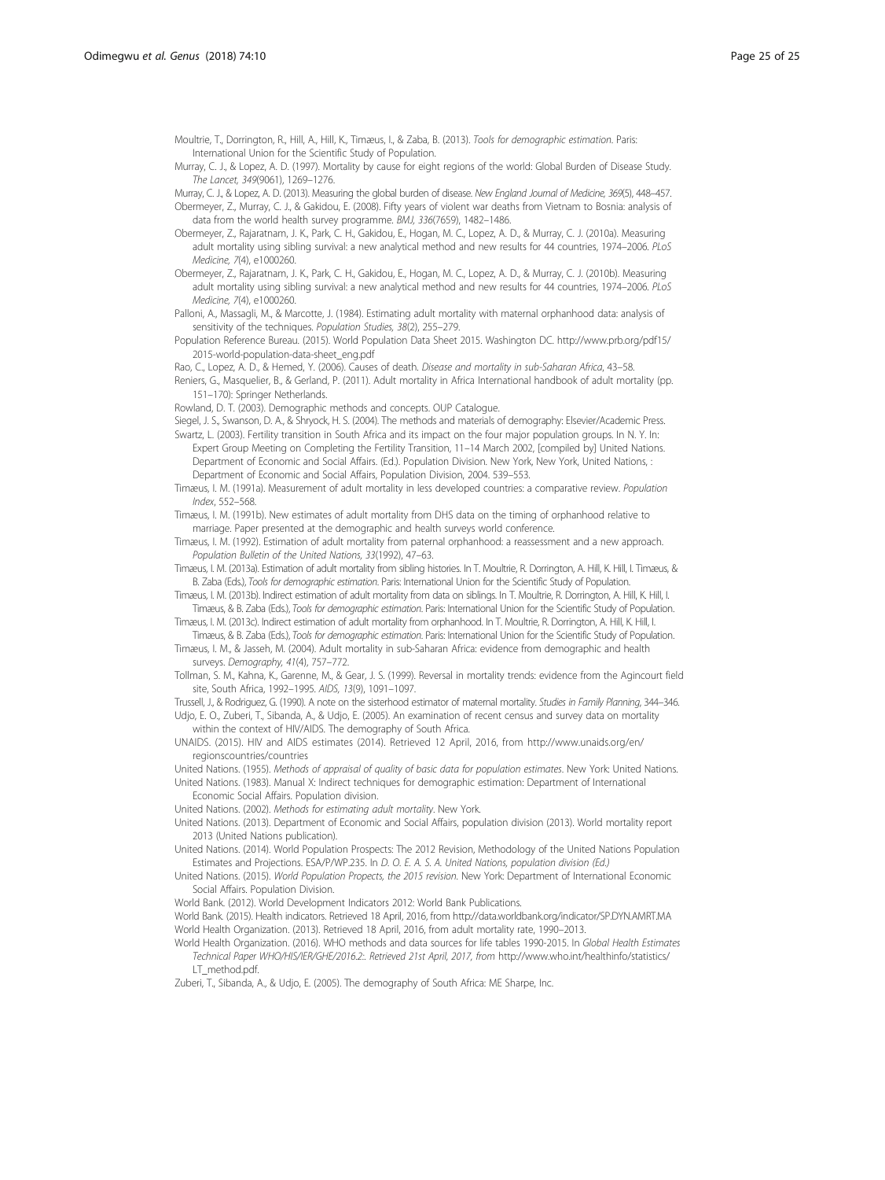Moultrie, T., Dorrington, R., Hill, A., Hill, K., Timæus, I., & Zaba, B. (2013). *Tools for demographic estimation*. Paris: International Union for the Scientific Study of Population.

Murray, C. J., & Lopez, A. D. (1997). Mortality by cause for eight regions of the world: Global Burden of Disease Study. *The Lancet, 349*(9061), 1269–1276.

Murray, C. J., & Lopez, A. D. (2013). Measuring the global burden of disease. *New England Journal of Medicine, 369*(5), 448–457.

Obermeyer, Z., Murray, C. J., & Gakidou, E. (2008). Fifty years of violent war deaths from Vietnam to Bosnia: analysis of data from the world health survey programme. *BMJ, 336*(7659), 1482–1486.

Obermeyer, Z., Rajaratnam, J. K., Park, C. H., Gakidou, E., Hogan, M. C., Lopez, A. D., & Murray, C. J. (2010a). Measuring adult mortality using sibling survival: a new analytical method and new results for 44 countries, 1974–2006. *PLoS Medicine, 7*(4), e1000260.

Obermeyer, Z., Rajaratnam, J. K., Park, C. H., Gakidou, E., Hogan, M. C., Lopez, A. D., & Murray, C. J. (2010b). Measuring adult mortality using sibling survival: a new analytical method and new results for 44 countries, 1974–2006. *PLoS Medicine, 7*(4), e1000260.

Palloni, A., Massagli, M., & Marcotte, J. (1984). Estimating adult mortality with maternal orphanhood data: analysis of sensitivity of the techniques. *Population Studies, 38*(2), 255–279.

Population Reference Bureau. (2015). World Population Data Sheet 2015. Washington DC. http://www.prb.org/pdf15/2015-world-population-data-sheet_eng.pdf

Rao, C., Lopez, A. D., & Hemed, Y. (2006). Causes of death. *Disease and mortality in sub-Saharan Africa*, 43–58.

Reniers, G., Masquelier, B., & Gerland, P. (2011). Adult mortality in Africa International handbook of adult mortality (pp. 151–170): Springer Netherlands.

Rowland, D. T. (2003). Demographic methods and concepts. OUP Catalogue.

Siegel, J. S., Swanson, D. A., & Shryock, H. S. (2004). The methods and materials of demography: Elsevier/Academic Press.

Swartz, L. (2003). Fertility transition in South Africa and its impact on the four major population groups. In N. Y. In: Expert Group Meeting on Completing the Fertility Transition, 11–14 March 2002, [compiled by] United Nations. Department of Economic and Social Affairs. (Ed.). Population Division. New York, New York, United Nations, : Department of Economic and Social Affairs, Population Division, 2004. 539–553.

Timæus, I. M. (1991a). Measurement of adult mortality in less developed countries: a comparative review. *Population Index*, 552–568.

Timæus, I. M. (1991b). New estimates of adult mortality from DHS data on the timing of orphanhood relative to marriage. Paper presented at the demographic and health surveys world conference.

Timæus, I. M. (1992). Estimation of adult mortality from paternal orphanhood: a reassessment and a new approach. *Population Bulletin of the United Nations, 33*(1992), 47–63.

Timæus, I. M. (2013a). Estimation of adult mortality from sibling histories. In T. Moultrie, R. Dorrington, A. Hill, K. Hill, I. Timæus, & B. Zaba (Eds.), *Tools for demographic estimation*. Paris: International Union for the Scientific Study of Population.

Timæus, I. M. (2013b). Indirect estimation of adult mortality from data on siblings. In T. Moultrie, R. Dorrington, A. Hill, K. Hill, I. Timæus, & B. Zaba (Eds.), *Tools for demographic estimation*. Paris: International Union for the Scientific Study of Population.

Timæus, I. M. (2013c). Indirect estimation of adult mortality from orphanhood. In T. Moultrie, R. Dorrington, A. Hill, K. Hill, I. Timæus, & B. Zaba (Eds.), *Tools for demographic estimation*. Paris: International Union for the Scientific Study of Population.

Timæus, I. M., & Jasseh, M. (2004). Adult mortality in sub-Saharan Africa: evidence from demographic and health surveys. *Demography, 41*(4), 757–772.

Tollman, S. M., Kahna, K., Garenne, M., & Gear, J. S. (1999). Reversal in mortality trends: evidence from the Agincourt field site, South Africa, 1992–1995. *AIDS, 13*(9), 1091–1097.

Trussell, J., & Rodriguez, G. (1990). A note on the sisterhood estimator of maternal mortality. *Studies in Family Planning*, 344–346.

Udjo, E. O., Zuberi, T., Sibanda, A., & Udjo, E. (2005). An examination of recent census and survey data on mortality within the context of HIV/AIDS. The demography of South Africa.

UNAIDS. (2015). HIV and AIDS estimates (2014). Retrieved 12 April, 2016, from http://www.unaids.org/en/regionscountries/countries

United Nations. (1955). *Methods of appraisal of quality of basic data for population estimates*. New York: United Nations.

United Nations. (1983). Manual X: Indirect techniques for demographic estimation: Department of International Economic Social Affairs. Population division.

United Nations. (2002). *Methods for estimating adult mortality*. New York.

United Nations. (2013). Department of Economic and Social Affairs, population division (2013). World mortality report 2013 (United Nations publication).

United Nations. (2014). World Population Prospects: The 2012 Revision, Methodology of the United Nations Population Estimates and Projections. ESA/P/WP.235. In *D. O. E. A. S. A. United Nations, population division (Ed.)*

United Nations. (2015). *World Population Propects, the 2015 revision*. New York: Department of International Economic Social Affairs. Population Division.

World Bank. (2012). World Development Indicators 2012: World Bank Publications.

World Bank. (2015). Health indicators. Retrieved 18 April, 2016, from http://data.worldbank.org/indicator/SP.DYN.AMRT.MA

World Health Organization. (2013). Retrieved 18 April, 2016, from adult mortality rate, 1990–2013.

World Health Organization. (2016). WHO methods and data sources for life tables 1990-2015. In *Global Health Estimates Technical Paper WHO/HIS/IER/GHE/2016.2:. Retrieved 21st April, 2017, from* http://www.who.int/healthinfo/statistics/LT_method.pdf.

Zuberi, T., Sibanda, A., & Udjo, E. (2005). The demography of South Africa: ME Sharpe, Inc.